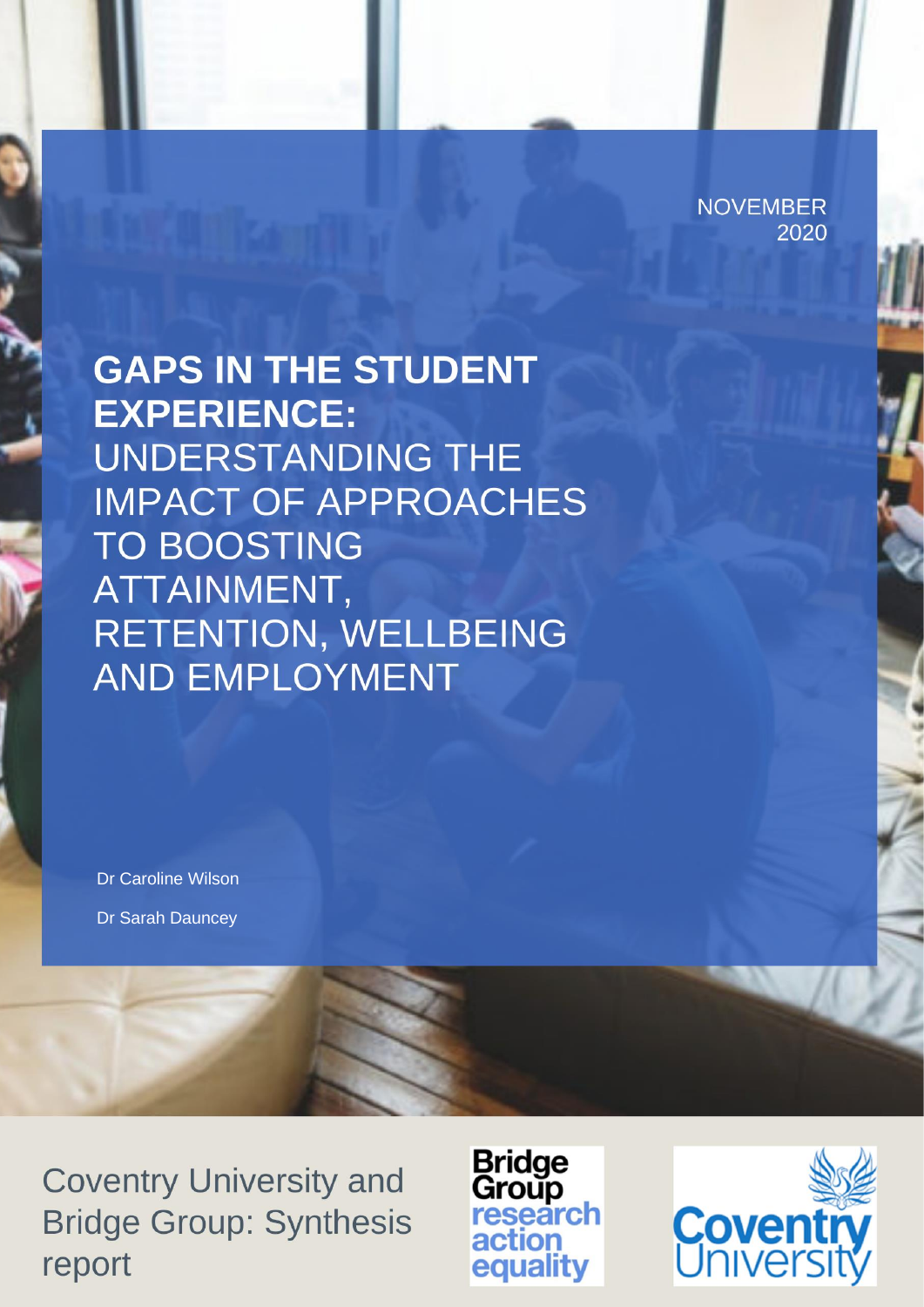NOVEMBER 2020

# GAPS IN THE STUDENT EXPERIENCE: UNDERSTANDING THE IMPACT OF APPROACHES TO BOOSTING ATTAINMENT, RETENTION, WELLBEING AND EMPLOYMENT

Dr Caroline Wilson

Dr Sarah Dauncey

Coventry University and Bridge Group: Synthesis report

Bridge Group research action equality

Coventry University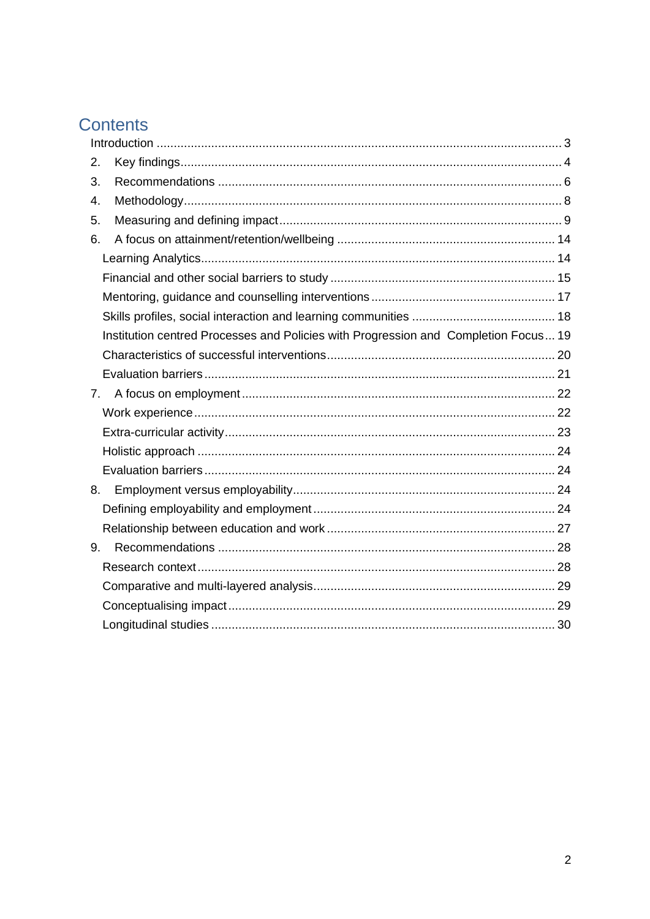# Contents

Introduction ... 3

2. Key findings ... 4
3. Recommendations ... 6
4. Methodology ... 8
5. Measuring and defining impact ... 9
6. A focus on attainment/retention/wellbeing ... 14
   - Learning Analytics ... 14
   - Financial and other social barriers to study ... 15
   - Mentoring, guidance and counselling interventions ... 17
   - Skills profiles, social interaction and learning communities ... 18
   - Institution centred Processes and Policies with Progression and Completion Focus ... 19
   - Characteristics of successful interventions ... 20
   - Evaluation barriers ... 21
7. A focus on employment ... 22
   - Work experience ... 22
   - Extra-curricular activity ... 23
   - Holistic approach ... 24
   - Evaluation barriers ... 24
8. Employment versus employability ... 24
   - Defining employability and employment ... 24
   - Relationship between education and work ... 27
9. Recommendations ... 28
   - Research context ... 28
   - Comparative and multi-layered analysis ... 29
   - Conceptualising impact ... 29
   - Longitudinal studies ... 30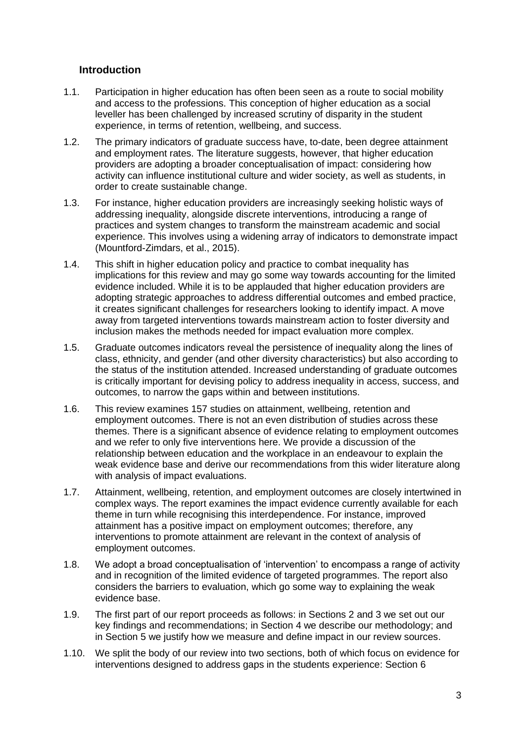## Introduction

1.1. Participation in higher education has often been seen as a route to social mobility and access to the professions. This conception of higher education as a social leveller has been challenged by increased scrutiny of disparity in the student experience, in terms of retention, wellbeing, and success.

1.2. The primary indicators of graduate success have, to-date, been degree attainment and employment rates. The literature suggests, however, that higher education providers are adopting a broader conceptualisation of impact: considering how activity can influence institutional culture and wider society, as well as students, in order to create sustainable change.

1.3. For instance, higher education providers are increasingly seeking holistic ways of addressing inequality, alongside discrete interventions, introducing a range of practices and system changes to transform the mainstream academic and social experience. This involves using a widening array of indicators to demonstrate impact (Mountford-Zimdars, et al., 2015).

1.4. This shift in higher education policy and practice to combat inequality has implications for this review and may go some way towards accounting for the limited evidence included. While it is to be applauded that higher education providers are adopting strategic approaches to address differential outcomes and embed practice, it creates significant challenges for researchers looking to identify impact. A move away from targeted interventions towards mainstream action to foster diversity and inclusion makes the methods needed for impact evaluation more complex.

1.5. Graduate outcomes indicators reveal the persistence of inequality along the lines of class, ethnicity, and gender (and other diversity characteristics) but also according to the status of the institution attended. Increased understanding of graduate outcomes is critically important for devising policy to address inequality in access, success, and outcomes, to narrow the gaps within and between institutions.

1.6. This review examines 157 studies on attainment, wellbeing, retention and employment outcomes. There is not an even distribution of studies across these themes. There is a significant absence of evidence relating to employment outcomes and we refer to only five interventions here. We provide a discussion of the relationship between education and the workplace in an endeavour to explain the weak evidence base and derive our recommendations from this wider literature along with analysis of impact evaluations.

1.7. Attainment, wellbeing, retention, and employment outcomes are closely intertwined in complex ways. The report examines the impact evidence currently available for each theme in turn while recognising this interdependence. For instance, improved attainment has a positive impact on employment outcomes; therefore, any interventions to promote attainment are relevant in the context of analysis of employment outcomes.

1.8. We adopt a broad conceptualisation of 'intervention' to encompass a range of activity and in recognition of the limited evidence of targeted programmes. The report also considers the barriers to evaluation, which go some way to explaining the weak evidence base.

1.9. The first part of our report proceeds as follows: in Sections 2 and 3 we set out our key findings and recommendations; in Section 4 we describe our methodology; and in Section 5 we justify how we measure and define impact in our review sources.

1.10. We split the body of our review into two sections, both of which focus on evidence for interventions designed to address gaps in the students experience: Section 6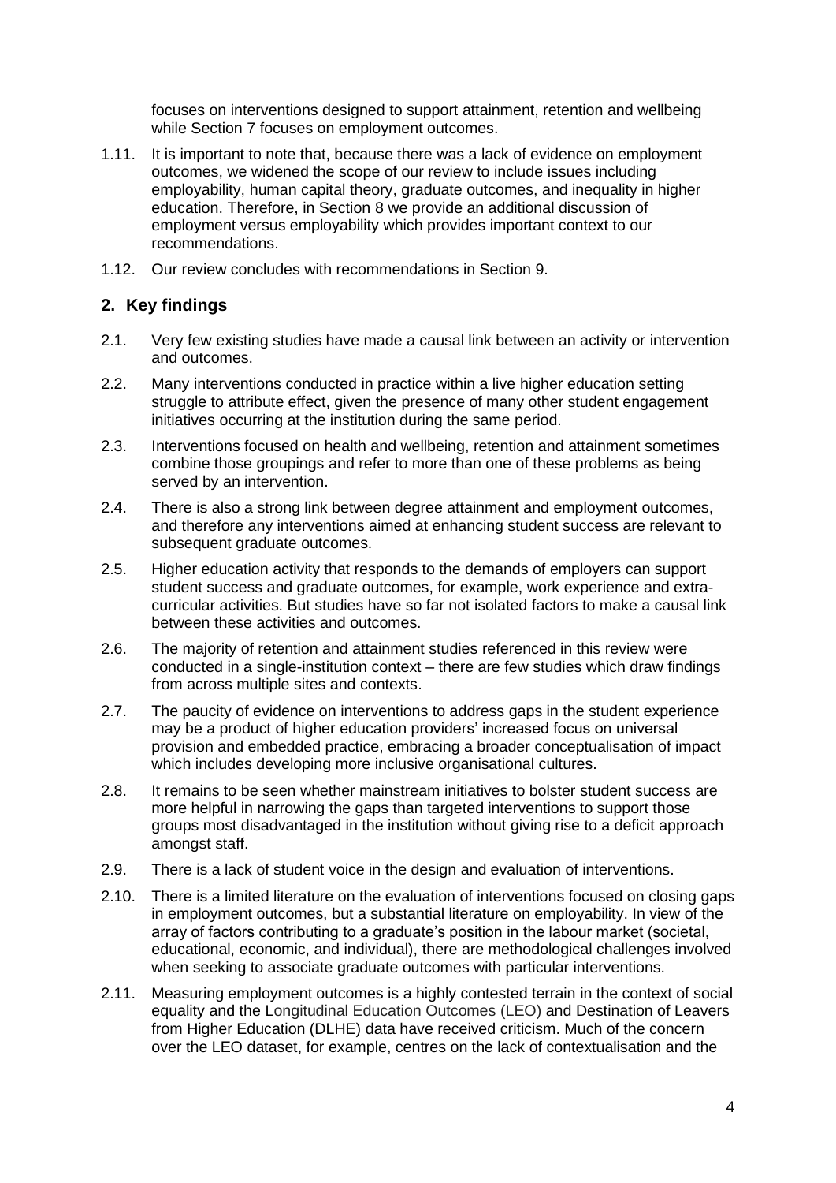focuses on interventions designed to support attainment, retention and wellbeing while Section 7 focuses on employment outcomes.

1.11. It is important to note that, because there was a lack of evidence on employment outcomes, we widened the scope of our review to include issues including employability, human capital theory, graduate outcomes, and inequality in higher education. Therefore, in Section 8 we provide an additional discussion of employment versus employability which provides important context to our recommendations.

1.12. Our review concludes with recommendations in Section 9.

## 2. Key findings

2.1. Very few existing studies have made a causal link between an activity or intervention and outcomes.

2.2. Many interventions conducted in practice within a live higher education setting struggle to attribute effect, given the presence of many other student engagement initiatives occurring at the institution during the same period.

2.3. Interventions focused on health and wellbeing, retention and attainment sometimes combine those groupings and refer to more than one of these problems as being served by an intervention.

2.4. There is also a strong link between degree attainment and employment outcomes, and therefore any interventions aimed at enhancing student success are relevant to subsequent graduate outcomes.

2.5. Higher education activity that responds to the demands of employers can support student success and graduate outcomes, for example, work experience and extra-curricular activities. But studies have so far not isolated factors to make a causal link between these activities and outcomes.

2.6. The majority of retention and attainment studies referenced in this review were conducted in a single-institution context – there are few studies which draw findings from across multiple sites and contexts.

2.7. The paucity of evidence on interventions to address gaps in the student experience may be a product of higher education providers' increased focus on universal provision and embedded practice, embracing a broader conceptualisation of impact which includes developing more inclusive organisational cultures.

2.8. It remains to be seen whether mainstream initiatives to bolster student success are more helpful in narrowing the gaps than targeted interventions to support those groups most disadvantaged in the institution without giving rise to a deficit approach amongst staff.

2.9. There is a lack of student voice in the design and evaluation of interventions.

2.10. There is a limited literature on the evaluation of interventions focused on closing gaps in employment outcomes, but a substantial literature on employability. In view of the array of factors contributing to a graduate's position in the labour market (societal, educational, economic, and individual), there are methodological challenges involved when seeking to associate graduate outcomes with particular interventions.

2.11. Measuring employment outcomes is a highly contested terrain in the context of social equality and the Longitudinal Education Outcomes (LEO) and Destination of Leavers from Higher Education (DLHE) data have received criticism. Much of the concern over the LEO dataset, for example, centres on the lack of contextualisation and the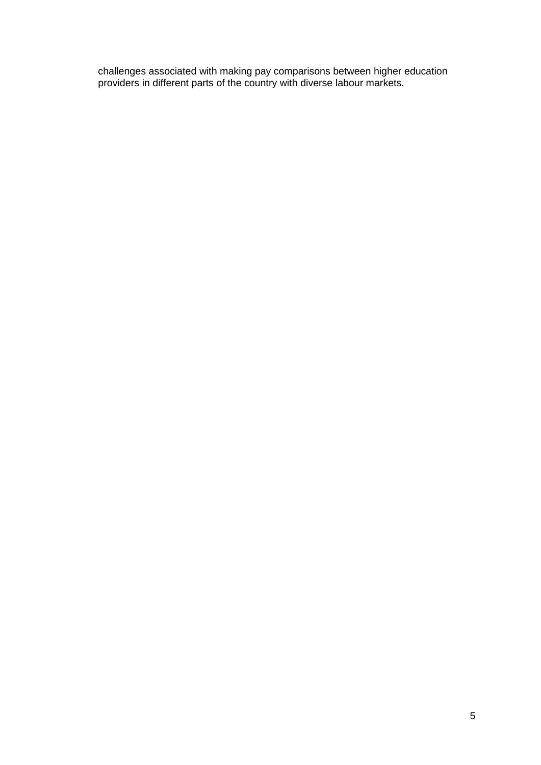challenges associated with making pay comparisons between higher education providers in different parts of the country with diverse labour markets.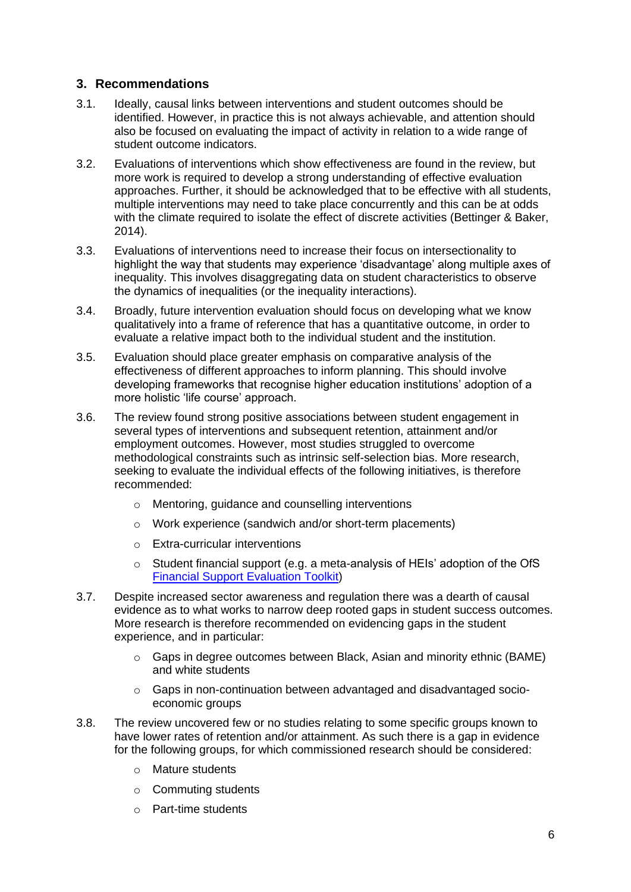## 3. Recommendations

3.1. Ideally, causal links between interventions and student outcomes should be identified. However, in practice this is not always achievable, and attention should also be focused on evaluating the impact of activity in relation to a wide range of student outcome indicators.

3.2. Evaluations of interventions which show effectiveness are found in the review, but more work is required to develop a strong understanding of effective evaluation approaches. Further, it should be acknowledged that to be effective with all students, multiple interventions may need to take place concurrently and this can be at odds with the climate required to isolate the effect of discrete activities (Bettinger & Baker, 2014).

3.3. Evaluations of interventions need to increase their focus on intersectionality to highlight the way that students may experience 'disadvantage' along multiple axes of inequality. This involves disaggregating data on student characteristics to observe the dynamics of inequalities (or the inequality interactions).

3.4. Broadly, future intervention evaluation should focus on developing what we know qualitatively into a frame of reference that has a quantitative outcome, in order to evaluate a relative impact both to the individual student and the institution.

3.5. Evaluation should place greater emphasis on comparative analysis of the effectiveness of different approaches to inform planning. This should involve developing frameworks that recognise higher education institutions' adoption of a more holistic 'life course' approach.

3.6. The review found strong positive associations between student engagement in several types of interventions and subsequent retention, attainment and/or employment outcomes. However, most studies struggled to overcome methodological constraints such as intrinsic self-selection bias. More research, seeking to evaluate the individual effects of the following initiatives, is therefore recommended:

- Mentoring, guidance and counselling interventions
- Work experience (sandwich and/or short-term placements)
- Extra-curricular interventions
- Student financial support (e.g. a meta-analysis of HEIs' adoption of the OfS Financial Support Evaluation Toolkit)

3.7. Despite increased sector awareness and regulation there was a dearth of causal evidence as to what works to narrow deep rooted gaps in student success outcomes. More research is therefore recommended on evidencing gaps in the student experience, and in particular:

- Gaps in degree outcomes between Black, Asian and minority ethnic (BAME) and white students
- Gaps in non-continuation between advantaged and disadvantaged socio-economic groups

3.8. The review uncovered few or no studies relating to some specific groups known to have lower rates of retention and/or attainment. As such there is a gap in evidence for the following groups, for which commissioned research should be considered:

- Mature students
- Commuting students
- Part-time students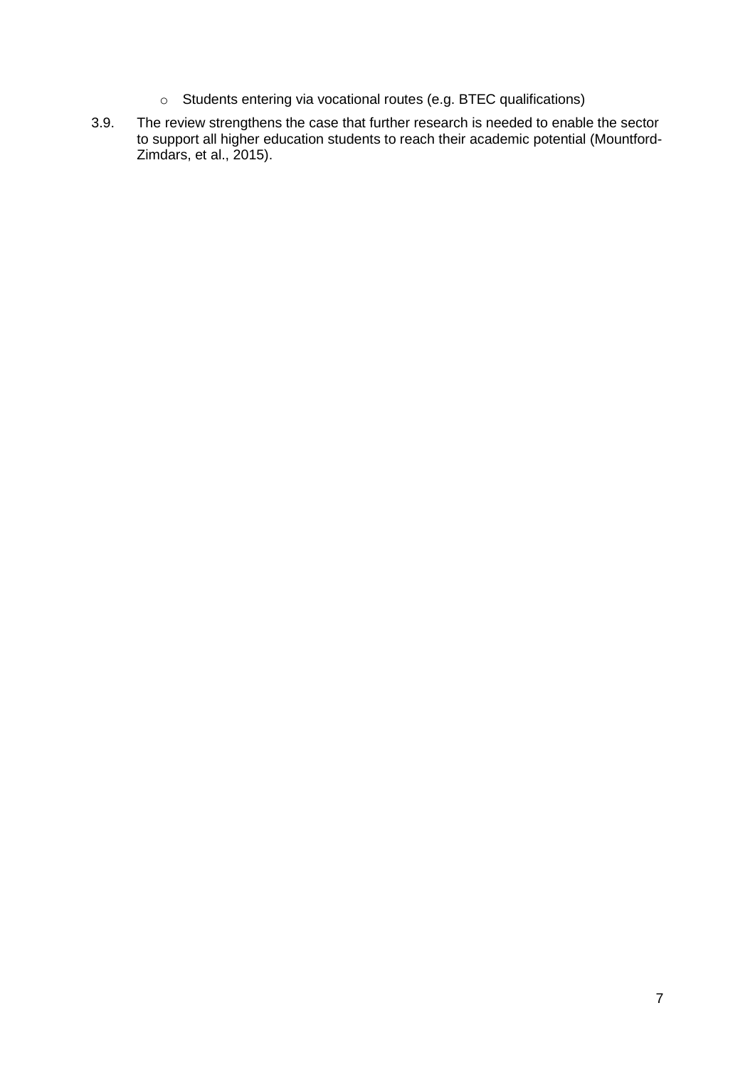- Students entering via vocational routes (e.g. BTEC qualifications)

3.9. The review strengthens the case that further research is needed to enable the sector to support all higher education students to reach their academic potential (Mountford-Zimdars, et al., 2015).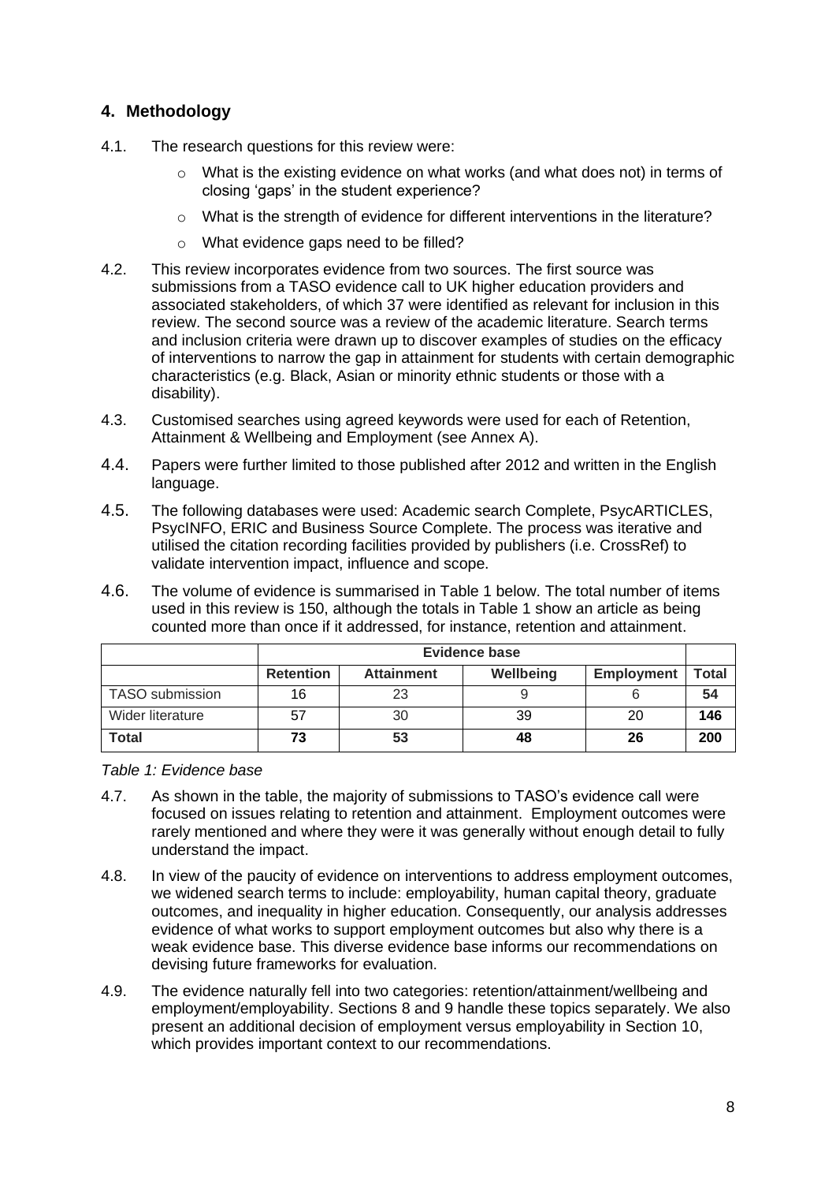## 4. Methodology

4.1. The research questions for this review were:

- What is the existing evidence on what works (and what does not) in terms of closing 'gaps' in the student experience?
- What is the strength of evidence for different interventions in the literature?
- What evidence gaps need to be filled?

4.2. This review incorporates evidence from two sources. The first source was submissions from a TASO evidence call to UK higher education providers and associated stakeholders, of which 37 were identified as relevant for inclusion in this review. The second source was a review of the academic literature. Search terms and inclusion criteria were drawn up to discover examples of studies on the efficacy of interventions to narrow the gap in attainment for students with certain demographic characteristics (e.g. Black, Asian or minority ethnic students or those with a disability).

4.3. Customised searches using agreed keywords were used for each of Retention, Attainment & Wellbeing and Employment (see Annex A).

4.4. Papers were further limited to those published after 2012 and written in the English language.

4.5. The following databases were used: Academic search Complete, PsycARTICLES, PsycINFO, ERIC and Business Source Complete. The process was iterative and utilised the citation recording facilities provided by publishers (i.e. CrossRef) to validate intervention impact, influence and scope.

4.6. The volume of evidence is summarised in Table 1 below. The total number of items used in this review is 150, although the totals in Table 1 show an article as being counted more than once if it addressed, for instance, retention and attainment.

| | Evidence base | | | | |
|---|---|---|---|---|---|
| | **Retention** | **Attainment** | **Wellbeing** | **Employment** | **Total** |
| TASO submission | 16 | 23 | 9 | 6 | **54** |
| Wider literature | 57 | 30 | 39 | 20 | **146** |
| **Total** | **73** | **53** | **48** | **26** | **200** |

*Table 1: Evidence base*

4.7. As shown in the table, the majority of submissions to TASO's evidence call were focused on issues relating to retention and attainment. Employment outcomes were rarely mentioned and where they were it was generally without enough detail to fully understand the impact.

4.8. In view of the paucity of evidence on interventions to address employment outcomes, we widened search terms to include: employability, human capital theory, graduate outcomes, and inequality in higher education. Consequently, our analysis addresses evidence of what works to support employment outcomes but also why there is a weak evidence base. This diverse evidence base informs our recommendations on devising future frameworks for evaluation.

4.9. The evidence naturally fell into two categories: retention/attainment/wellbeing and employment/employability. Sections 8 and 9 handle these topics separately. We also present an additional decision of employment versus employability in Section 10, which provides important context to our recommendations.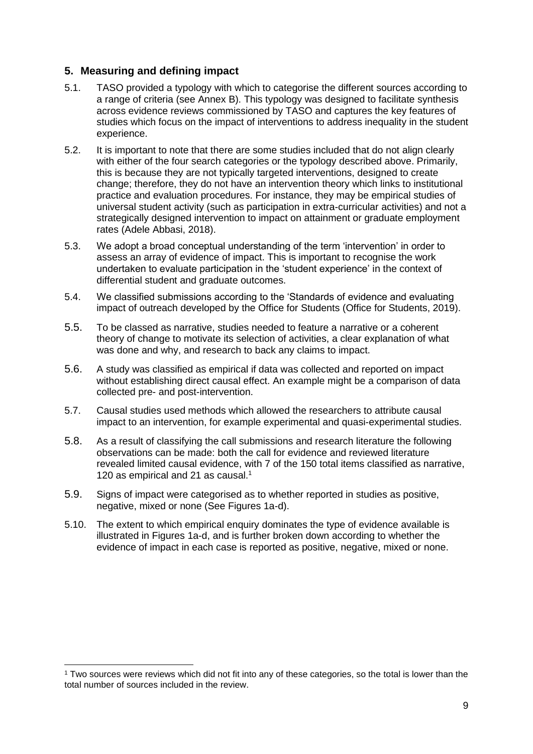## 5. Measuring and defining impact

5.1. TASO provided a typology with which to categorise the different sources according to a range of criteria (see Annex B). This typology was designed to facilitate synthesis across evidence reviews commissioned by TASO and captures the key features of studies which focus on the impact of interventions to address inequality in the student experience.

5.2. It is important to note that there are some studies included that do not align clearly with either of the four search categories or the typology described above. Primarily, this is because they are not typically targeted interventions, designed to create change; therefore, they do not have an intervention theory which links to institutional practice and evaluation procedures. For instance, they may be empirical studies of universal student activity (such as participation in extra-curricular activities) and not a strategically designed intervention to impact on attainment or graduate employment rates (Adele Abbasi, 2018).

5.3. We adopt a broad conceptual understanding of the term 'intervention' in order to assess an array of evidence of impact. This is important to recognise the work undertaken to evaluate participation in the 'student experience' in the context of differential student and graduate outcomes.

5.4. We classified submissions according to the 'Standards of evidence and evaluating impact of outreach developed by the Office for Students (Office for Students, 2019).

5.5. To be classed as narrative, studies needed to feature a narrative or a coherent theory of change to motivate its selection of activities, a clear explanation of what was done and why, and research to back any claims to impact.

5.6. A study was classified as empirical if data was collected and reported on impact without establishing direct causal effect. An example might be a comparison of data collected pre- and post-intervention.

5.7. Causal studies used methods which allowed the researchers to attribute causal impact to an intervention, for example experimental and quasi-experimental studies.

5.8. As a result of classifying the call submissions and research literature the following observations can be made: both the call for evidence and reviewed literature revealed limited causal evidence, with 7 of the 150 total items classified as narrative, 120 as empirical and 21 as causal.[1]

5.9. Signs of impact were categorised as to whether reported in studies as positive, negative, mixed or none (See Figures 1a-d).

5.10. The extent to which empirical enquiry dominates the type of evidence available is illustrated in Figures 1a-d, and is further broken down according to whether the evidence of impact in each case is reported as positive, negative, mixed or none.

[1] Two sources were reviews which did not fit into any of these categories, so the total is lower than the total number of sources included in the review.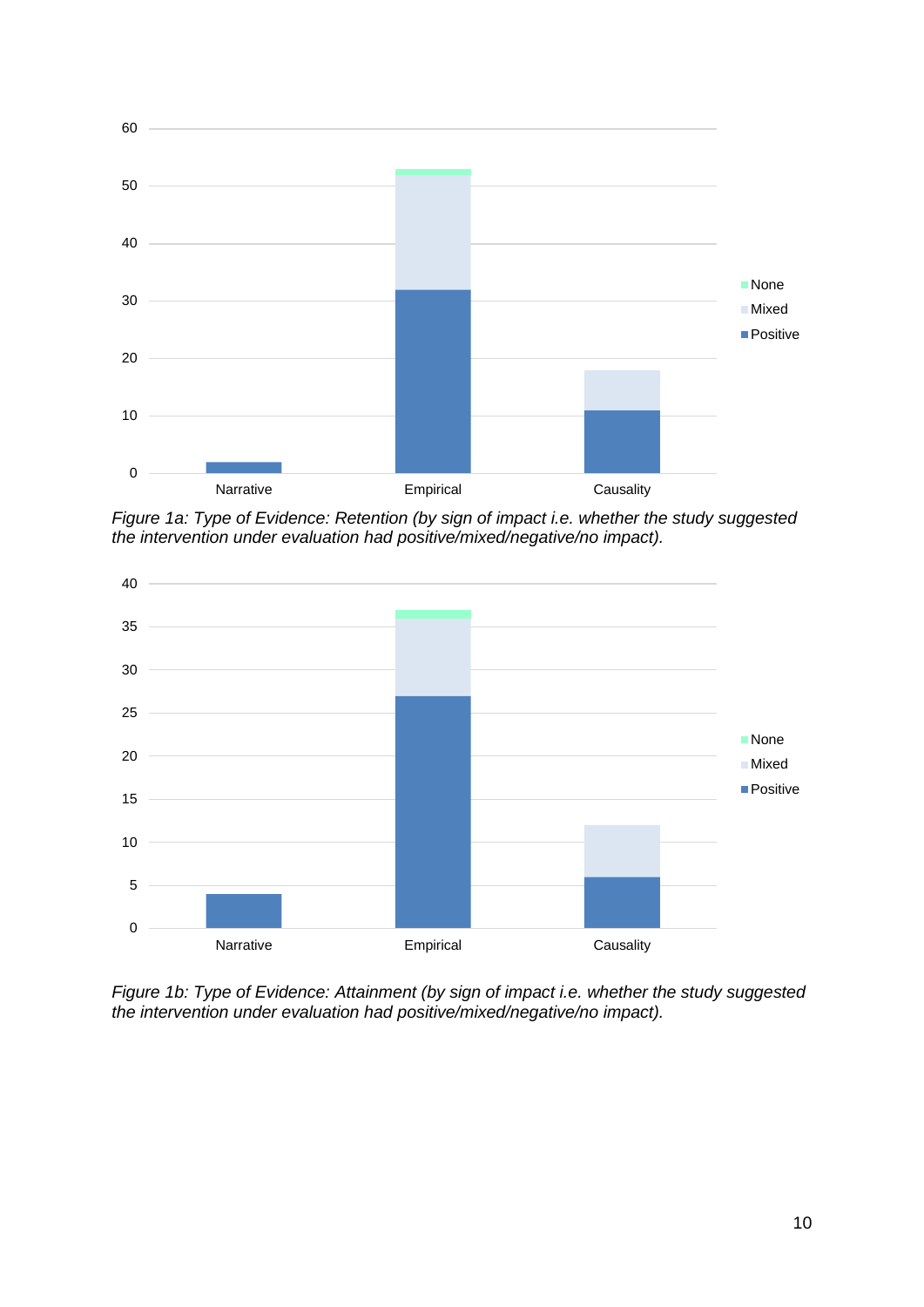*Figure 1a: Type of Evidence: Retention (by sign of impact i.e. whether the study suggested the intervention under evaluation had positive/mixed/negative/no impact).*

*Figure 1b: Type of Evidence: Attainment (by sign of impact i.e. whether the study suggested the intervention under evaluation had positive/mixed/negative/no impact).*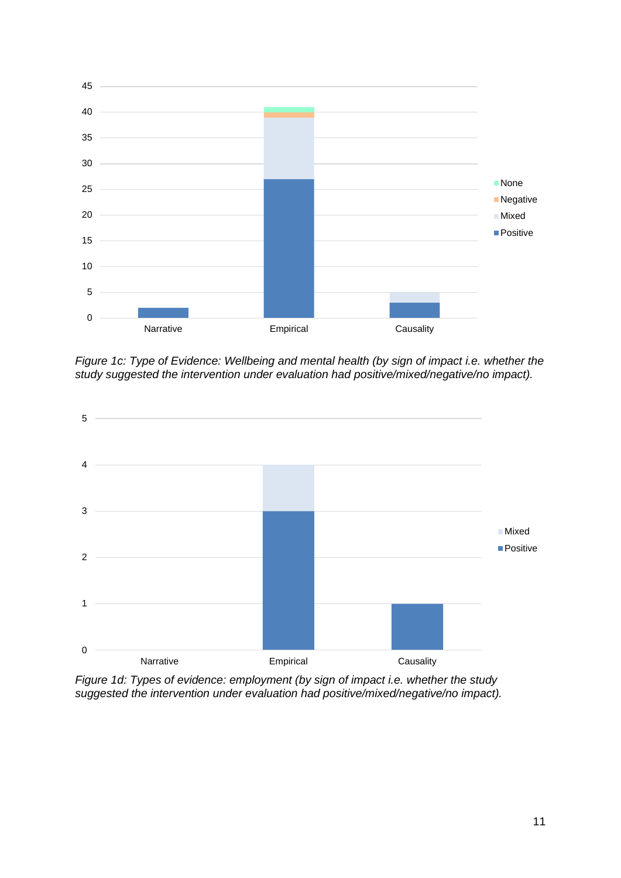*Figure 1c: Type of Evidence: Wellbeing and mental health (by sign of impact i.e. whether the study suggested the intervention under evaluation had positive/mixed/negative/no impact).*

*Figure 1d: Types of evidence: employment (by sign of impact i.e. whether the study suggested the intervention under evaluation had positive/mixed/negative/no impact).*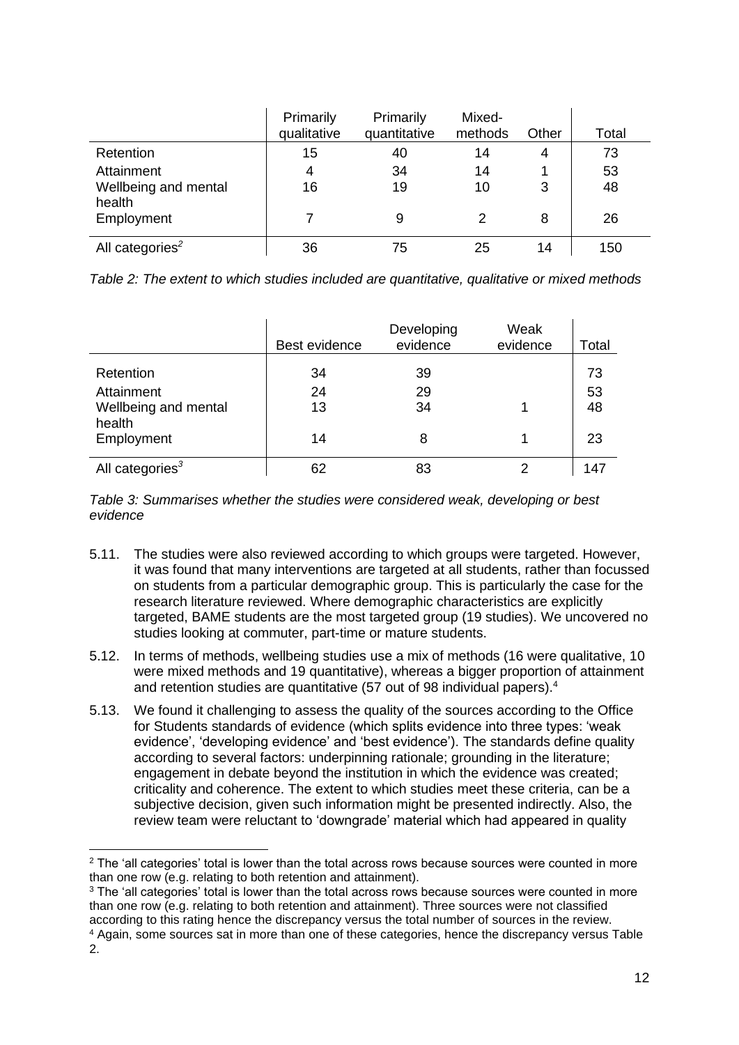| | Primarily qualitative | Primarily quantitative | Mixed-methods | Other | Total |
|---|---|---|---|---|---|
| Retention | 15 | 40 | 14 | 4 | 73 |
| Attainment | 4 | 34 | 14 | 1 | 53 |
| Wellbeing and mental health | 16 | 19 | 10 | 3 | 48 |
| Employment | 7 | 9 | 2 | 8 | 26 |
| All categories[2] | 36 | 75 | 25 | 14 | 150 |

*Table 2: The extent to which studies included are quantitative, qualitative or mixed methods*

| | Best evidence | Developing evidence | Weak evidence | Total |
|---|---|---|---|---|
| Retention | 34 | 39 | | 73 |
| Attainment | 24 | 29 | | 53 |
| Wellbeing and mental health | 13 | 34 | 1 | 48 |
| Employment | 14 | 8 | 1 | 23 |
| All categories[3] | 62 | 83 | 2 | 147 |

*Table 3: Summarises whether the studies were considered weak, developing or best evidence*

5.11. The studies were also reviewed according to which groups were targeted. However, it was found that many interventions are targeted at all students, rather than focussed on students from a particular demographic group. This is particularly the case for the research literature reviewed. Where demographic characteristics are explicitly targeted, BAME students are the most targeted group (19 studies). We uncovered no studies looking at commuter, part-time or mature students.

5.12. In terms of methods, wellbeing studies use a mix of methods (16 were qualitative, 10 were mixed methods and 19 quantitative), whereas a bigger proportion of attainment and retention studies are quantitative (57 out of 98 individual papers).[4]

5.13. We found it challenging to assess the quality of the sources according to the Office for Students standards of evidence (which splits evidence into three types: 'weak evidence', 'developing evidence' and 'best evidence'). The standards define quality according to several factors: underpinning rationale; grounding in the literature; engagement in debate beyond the institution in which the evidence was created; criticality and coherence. The extent to which studies meet these criteria, can be a subjective decision, given such information might be presented indirectly. Also, the review team were reluctant to 'downgrade' material which had appeared in quality

---

[2] The 'all categories' total is lower than the total across rows because sources were counted in more than one row (e.g. relating to both retention and attainment).

[3] The 'all categories' total is lower than the total across rows because sources were counted in more than one row (e.g. relating to both retention and attainment). Three sources were not classified according to this rating hence the discrepancy versus the total number of sources in the review.

[4] Again, some sources sat in more than one of these categories, hence the discrepancy versus Table 2.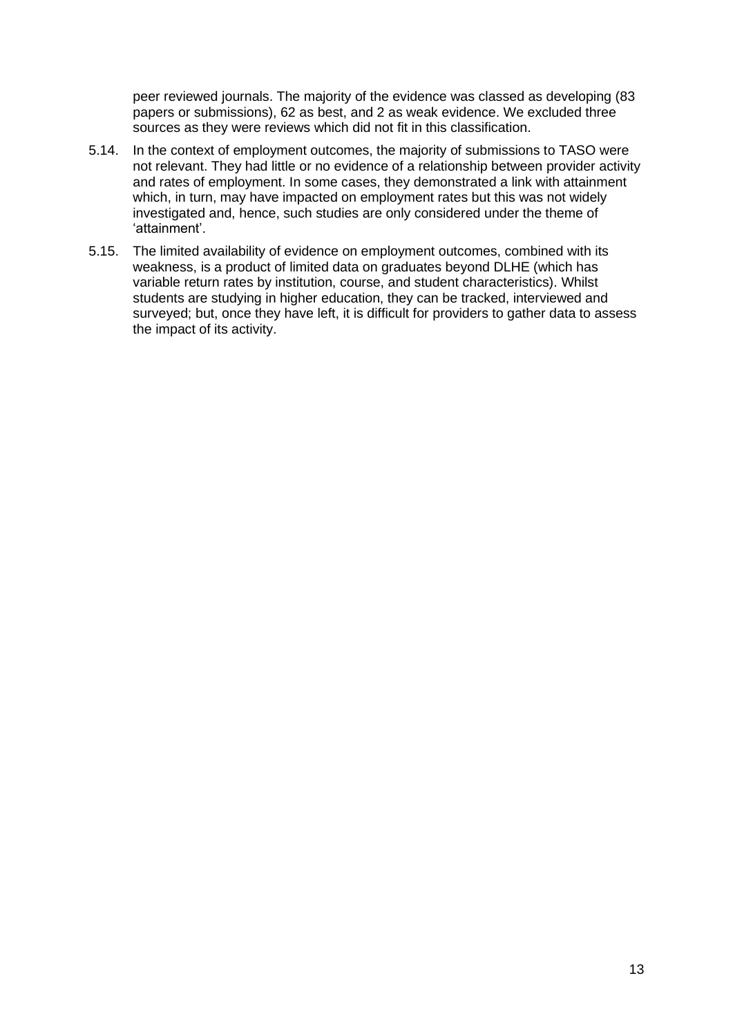peer reviewed journals. The majority of the evidence was classed as developing (83 papers or submissions), 62 as best, and 2 as weak evidence. We excluded three sources as they were reviews which did not fit in this classification.

5.14. In the context of employment outcomes, the majority of submissions to TASO were not relevant. They had little or no evidence of a relationship between provider activity and rates of employment. In some cases, they demonstrated a link with attainment which, in turn, may have impacted on employment rates but this was not widely investigated and, hence, such studies are only considered under the theme of 'attainment'.

5.15. The limited availability of evidence on employment outcomes, combined with its weakness, is a product of limited data on graduates beyond DLHE (which has variable return rates by institution, course, and student characteristics). Whilst students are studying in higher education, they can be tracked, interviewed and surveyed; but, once they have left, it is difficult for providers to gather data to assess the impact of its activity.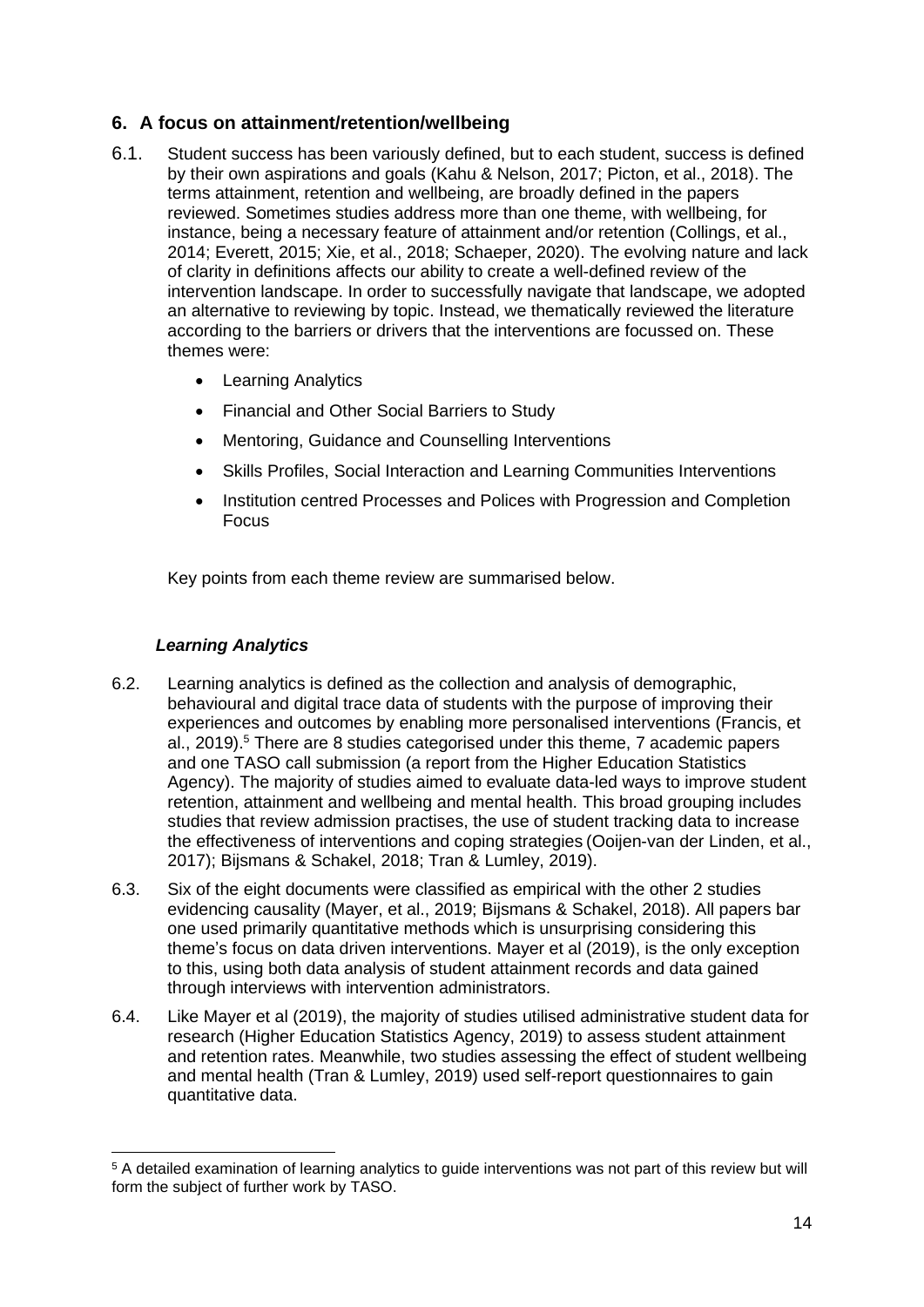## 6. A focus on attainment/retention/wellbeing

6.1. Student success has been variously defined, but to each student, success is defined by their own aspirations and goals (Kahu & Nelson, 2017; Picton, et al., 2018). The terms attainment, retention and wellbeing, are broadly defined in the papers reviewed. Sometimes studies address more than one theme, with wellbeing, for instance, being a necessary feature of attainment and/or retention (Collings, et al., 2014; Everett, 2015; Xie, et al., 2018; Schaeper, 2020). The evolving nature and lack of clarity in definitions affects our ability to create a well-defined review of the intervention landscape. In order to successfully navigate that landscape, we adopted an alternative to reviewing by topic. Instead, we thematically reviewed the literature according to the barriers or drivers that the interventions are focussed on. These themes were:

- Learning Analytics
- Financial and Other Social Barriers to Study
- Mentoring, Guidance and Counselling Interventions
- Skills Profiles, Social Interaction and Learning Communities Interventions
- Institution centred Processes and Polices with Progression and Completion Focus

Key points from each theme review are summarised below.

### *Learning Analytics*

6.2. Learning analytics is defined as the collection and analysis of demographic, behavioural and digital trace data of students with the purpose of improving their experiences and outcomes by enabling more personalised interventions (Francis, et al., 2019).[5] There are 8 studies categorised under this theme, 7 academic papers and one TASO call submission (a report from the Higher Education Statistics Agency). The majority of studies aimed to evaluate data-led ways to improve student retention, attainment and wellbeing and mental health. This broad grouping includes studies that review admission practises, the use of student tracking data to increase the effectiveness of interventions and coping strategies (Ooijen-van der Linden, et al., 2017); Bijsmans & Schakel, 2018; Tran & Lumley, 2019).

6.3. Six of the eight documents were classified as empirical with the other 2 studies evidencing causality (Mayer, et al., 2019; Bijsmans & Schakel, 2018). All papers bar one used primarily quantitative methods which is unsurprising considering this theme's focus on data driven interventions. Mayer et al (2019), is the only exception to this, using both data analysis of student attainment records and data gained through interviews with intervention administrators.

6.4. Like Mayer et al (2019), the majority of studies utilised administrative student data for research (Higher Education Statistics Agency, 2019) to assess student attainment and retention rates. Meanwhile, two studies assessing the effect of student wellbeing and mental health (Tran & Lumley, 2019) used self-report questionnaires to gain quantitative data.

[5] A detailed examination of learning analytics to guide interventions was not part of this review but will form the subject of further work by TASO.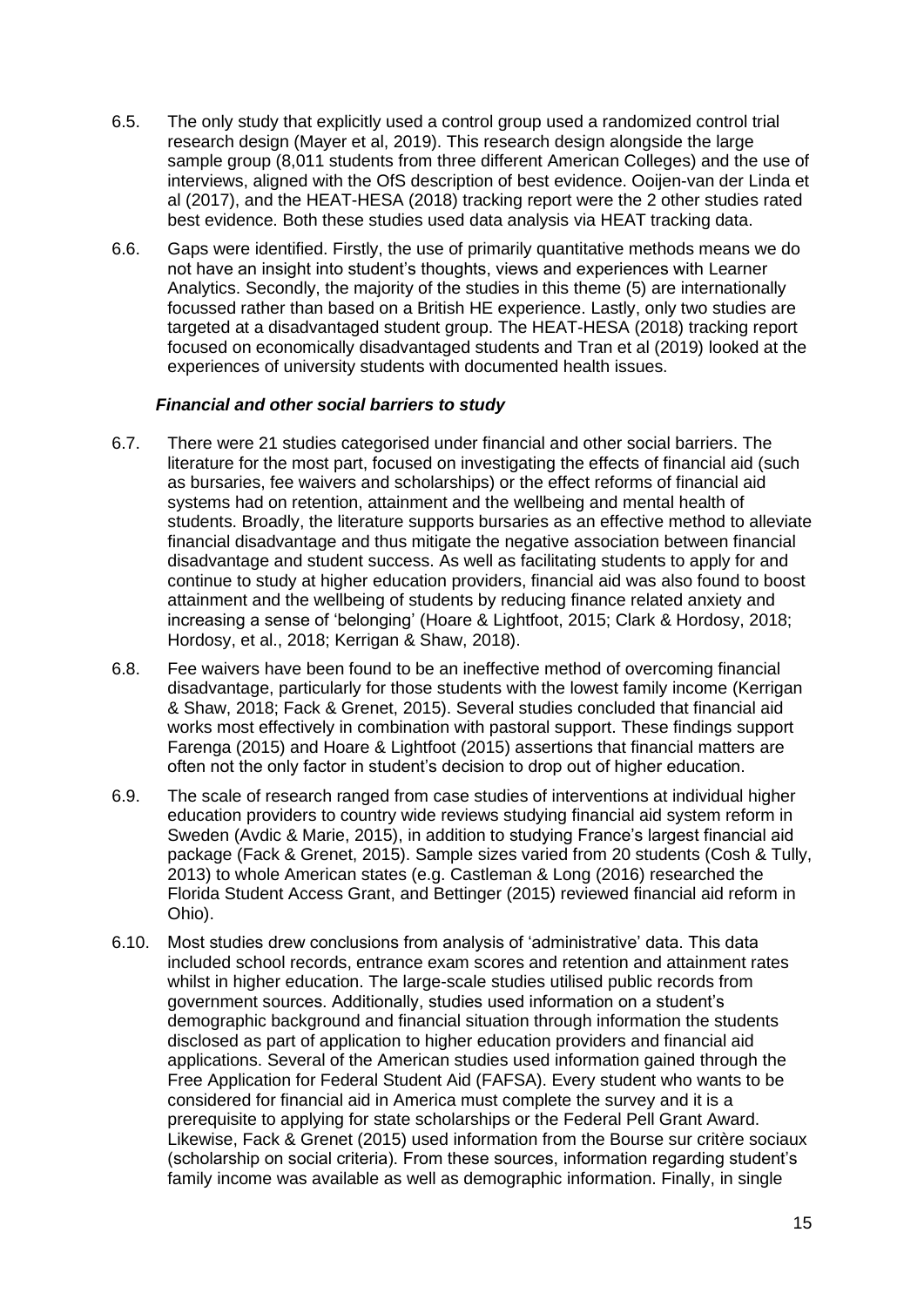6.5. The only study that explicitly used a control group used a randomized control trial research design (Mayer et al, 2019). This research design alongside the large sample group (8,011 students from three different American Colleges) and the use of interviews, aligned with the OfS description of best evidence. Ooijen-van der Linda et al (2017), and the HEAT-HESA (2018) tracking report were the 2 other studies rated best evidence. Both these studies used data analysis via HEAT tracking data.

6.6. Gaps were identified. Firstly, the use of primarily quantitative methods means we do not have an insight into student's thoughts, views and experiences with Learner Analytics. Secondly, the majority of the studies in this theme (5) are internationally focussed rather than based on a British HE experience. Lastly, only two studies are targeted at a disadvantaged student group. The HEAT-HESA (2018) tracking report focused on economically disadvantaged students and Tran et al (2019) looked at the experiences of university students with documented health issues.

### *Financial and other social barriers to study*

6.7. There were 21 studies categorised under financial and other social barriers. The literature for the most part, focused on investigating the effects of financial aid (such as bursaries, fee waivers and scholarships) or the effect reforms of financial aid systems had on retention, attainment and the wellbeing and mental health of students. Broadly, the literature supports bursaries as an effective method to alleviate financial disadvantage and thus mitigate the negative association between financial disadvantage and student success. As well as facilitating students to apply for and continue to study at higher education providers, financial aid was also found to boost attainment and the wellbeing of students by reducing finance related anxiety and increasing a sense of 'belonging' (Hoare & Lightfoot, 2015; Clark & Hordosy, 2018; Hordosy, et al., 2018; Kerrigan & Shaw, 2018).

6.8. Fee waivers have been found to be an ineffective method of overcoming financial disadvantage, particularly for those students with the lowest family income (Kerrigan & Shaw, 2018; Fack & Grenet, 2015). Several studies concluded that financial aid works most effectively in combination with pastoral support. These findings support Farenga (2015) and Hoare & Lightfoot (2015) assertions that financial matters are often not the only factor in student's decision to drop out of higher education.

6.9. The scale of research ranged from case studies of interventions at individual higher education providers to country wide reviews studying financial aid system reform in Sweden (Avdic & Marie, 2015), in addition to studying France's largest financial aid package (Fack & Grenet, 2015). Sample sizes varied from 20 students (Cosh & Tully, 2013) to whole American states (e.g. Castleman & Long (2016) researched the Florida Student Access Grant, and Bettinger (2015) reviewed financial aid reform in Ohio).

6.10. Most studies drew conclusions from analysis of 'administrative' data. This data included school records, entrance exam scores and retention and attainment rates whilst in higher education. The large-scale studies utilised public records from government sources. Additionally, studies used information on a student's demographic background and financial situation through information the students disclosed as part of application to higher education providers and financial aid applications. Several of the American studies used information gained through the Free Application for Federal Student Aid (FAFSA). Every student who wants to be considered for financial aid in America must complete the survey and it is a prerequisite to applying for state scholarships or the Federal Pell Grant Award. Likewise, Fack & Grenet (2015) used information from the Bourse sur critère sociaux (scholarship on social criteria). From these sources, information regarding student's family income was available as well as demographic information. Finally, in single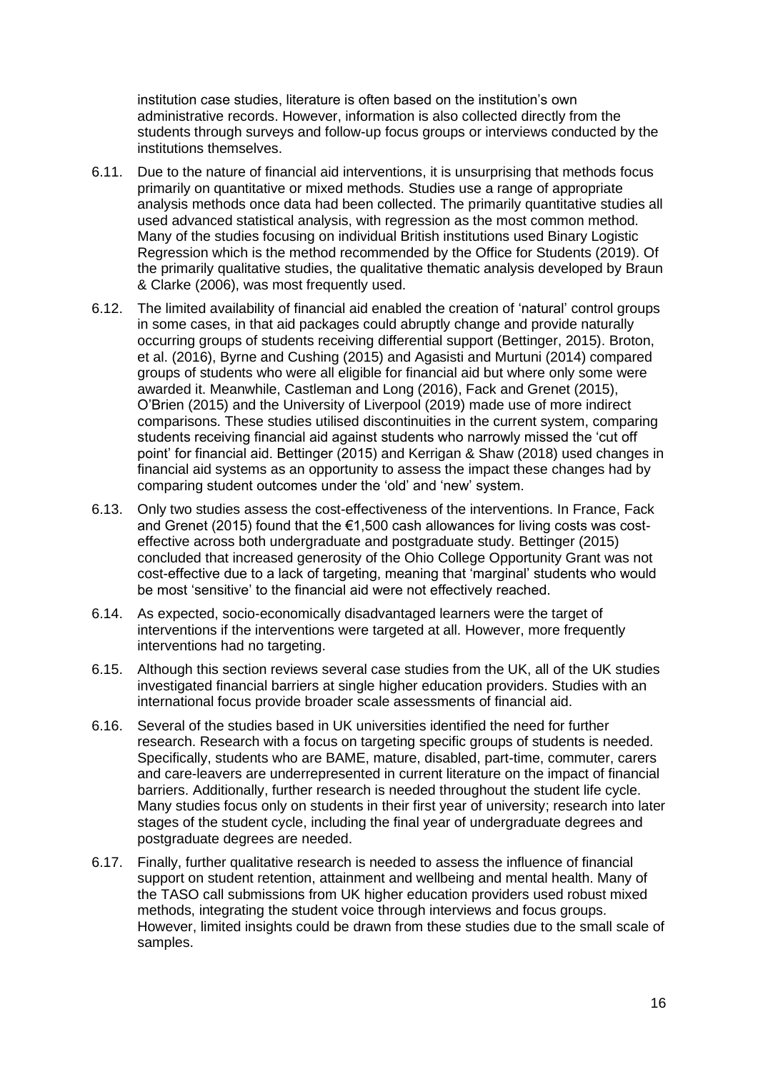institution case studies, literature is often based on the institution's own administrative records. However, information is also collected directly from the students through surveys and follow-up focus groups or interviews conducted by the institutions themselves.

6.11. Due to the nature of financial aid interventions, it is unsurprising that methods focus primarily on quantitative or mixed methods. Studies use a range of appropriate analysis methods once data had been collected. The primarily quantitative studies all used advanced statistical analysis, with regression as the most common method. Many of the studies focusing on individual British institutions used Binary Logistic Regression which is the method recommended by the Office for Students (2019). Of the primarily qualitative studies, the qualitative thematic analysis developed by Braun & Clarke (2006), was most frequently used.

6.12. The limited availability of financial aid enabled the creation of 'natural' control groups in some cases, in that aid packages could abruptly change and provide naturally occurring groups of students receiving differential support (Bettinger, 2015). Broton, et al. (2016), Byrne and Cushing (2015) and Agasisti and Murtuni (2014) compared groups of students who were all eligible for financial aid but where only some were awarded it. Meanwhile, Castleman and Long (2016), Fack and Grenet (2015), O'Brien (2015) and the University of Liverpool (2019) made use of more indirect comparisons. These studies utilised discontinuities in the current system, comparing students receiving financial aid against students who narrowly missed the 'cut off point' for financial aid. Bettinger (2015) and Kerrigan & Shaw (2018) used changes in financial aid systems as an opportunity to assess the impact these changes had by comparing student outcomes under the 'old' and 'new' system.

6.13. Only two studies assess the cost-effectiveness of the interventions. In France, Fack and Grenet (2015) found that the €1,500 cash allowances for living costs was cost-effective across both undergraduate and postgraduate study. Bettinger (2015) concluded that increased generosity of the Ohio College Opportunity Grant was not cost-effective due to a lack of targeting, meaning that 'marginal' students who would be most 'sensitive' to the financial aid were not effectively reached.

6.14. As expected, socio-economically disadvantaged learners were the target of interventions if the interventions were targeted at all. However, more frequently interventions had no targeting.

6.15. Although this section reviews several case studies from the UK, all of the UK studies investigated financial barriers at single higher education providers. Studies with an international focus provide broader scale assessments of financial aid.

6.16. Several of the studies based in UK universities identified the need for further research. Research with a focus on targeting specific groups of students is needed. Specifically, students who are BAME, mature, disabled, part-time, commuter, carers and care-leavers are underrepresented in current literature on the impact of financial barriers. Additionally, further research is needed throughout the student life cycle. Many studies focus only on students in their first year of university; research into later stages of the student cycle, including the final year of undergraduate degrees and postgraduate degrees are needed.

6.17. Finally, further qualitative research is needed to assess the influence of financial support on student retention, attainment and wellbeing and mental health. Many of the TASO call submissions from UK higher education providers used robust mixed methods, integrating the student voice through interviews and focus groups. However, limited insights could be drawn from these studies due to the small scale of samples.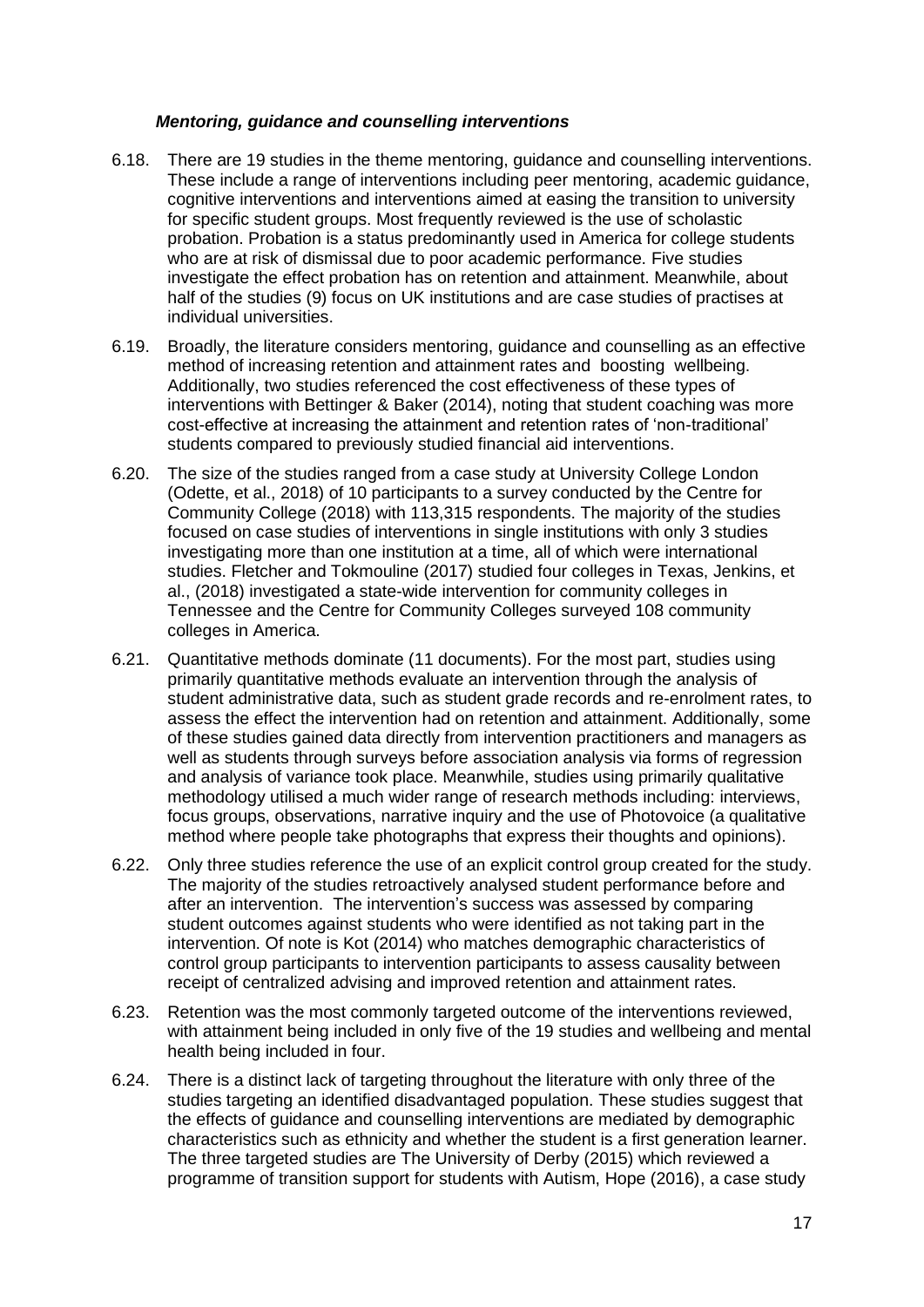***Mentoring, guidance and counselling interventions***

6.18. There are 19 studies in the theme mentoring, guidance and counselling interventions. These include a range of interventions including peer mentoring, academic guidance, cognitive interventions and interventions aimed at easing the transition to university for specific student groups. Most frequently reviewed is the use of scholastic probation. Probation is a status predominantly used in America for college students who are at risk of dismissal due to poor academic performance. Five studies investigate the effect probation has on retention and attainment. Meanwhile, about half of the studies (9) focus on UK institutions and are case studies of practises at individual universities.

6.19. Broadly, the literature considers mentoring, guidance and counselling as an effective method of increasing retention and attainment rates and boosting wellbeing. Additionally, two studies referenced the cost effectiveness of these types of interventions with Bettinger & Baker (2014), noting that student coaching was more cost-effective at increasing the attainment and retention rates of 'non-traditional' students compared to previously studied financial aid interventions.

6.20. The size of the studies ranged from a case study at University College London (Odette, et al., 2018) of 10 participants to a survey conducted by the Centre for Community College (2018) with 113,315 respondents. The majority of the studies focused on case studies of interventions in single institutions with only 3 studies investigating more than one institution at a time, all of which were international studies. Fletcher and Tokmouline (2017) studied four colleges in Texas, Jenkins, et al., (2018) investigated a state-wide intervention for community colleges in Tennessee and the Centre for Community Colleges surveyed 108 community colleges in America.

6.21. Quantitative methods dominate (11 documents). For the most part, studies using primarily quantitative methods evaluate an intervention through the analysis of student administrative data, such as student grade records and re-enrolment rates, to assess the effect the intervention had on retention and attainment. Additionally, some of these studies gained data directly from intervention practitioners and managers as well as students through surveys before association analysis via forms of regression and analysis of variance took place. Meanwhile, studies using primarily qualitative methodology utilised a much wider range of research methods including: interviews, focus groups, observations, narrative inquiry and the use of Photovoice (a qualitative method where people take photographs that express their thoughts and opinions).

6.22. Only three studies reference the use of an explicit control group created for the study. The majority of the studies retroactively analysed student performance before and after an intervention. The intervention's success was assessed by comparing student outcomes against students who were identified as not taking part in the intervention. Of note is Kot (2014) who matches demographic characteristics of control group participants to intervention participants to assess causality between receipt of centralized advising and improved retention and attainment rates.

6.23. Retention was the most commonly targeted outcome of the interventions reviewed, with attainment being included in only five of the 19 studies and wellbeing and mental health being included in four.

6.24. There is a distinct lack of targeting throughout the literature with only three of the studies targeting an identified disadvantaged population. These studies suggest that the effects of guidance and counselling interventions are mediated by demographic characteristics such as ethnicity and whether the student is a first generation learner. The three targeted studies are The University of Derby (2015) which reviewed a programme of transition support for students with Autism, Hope (2016), a case study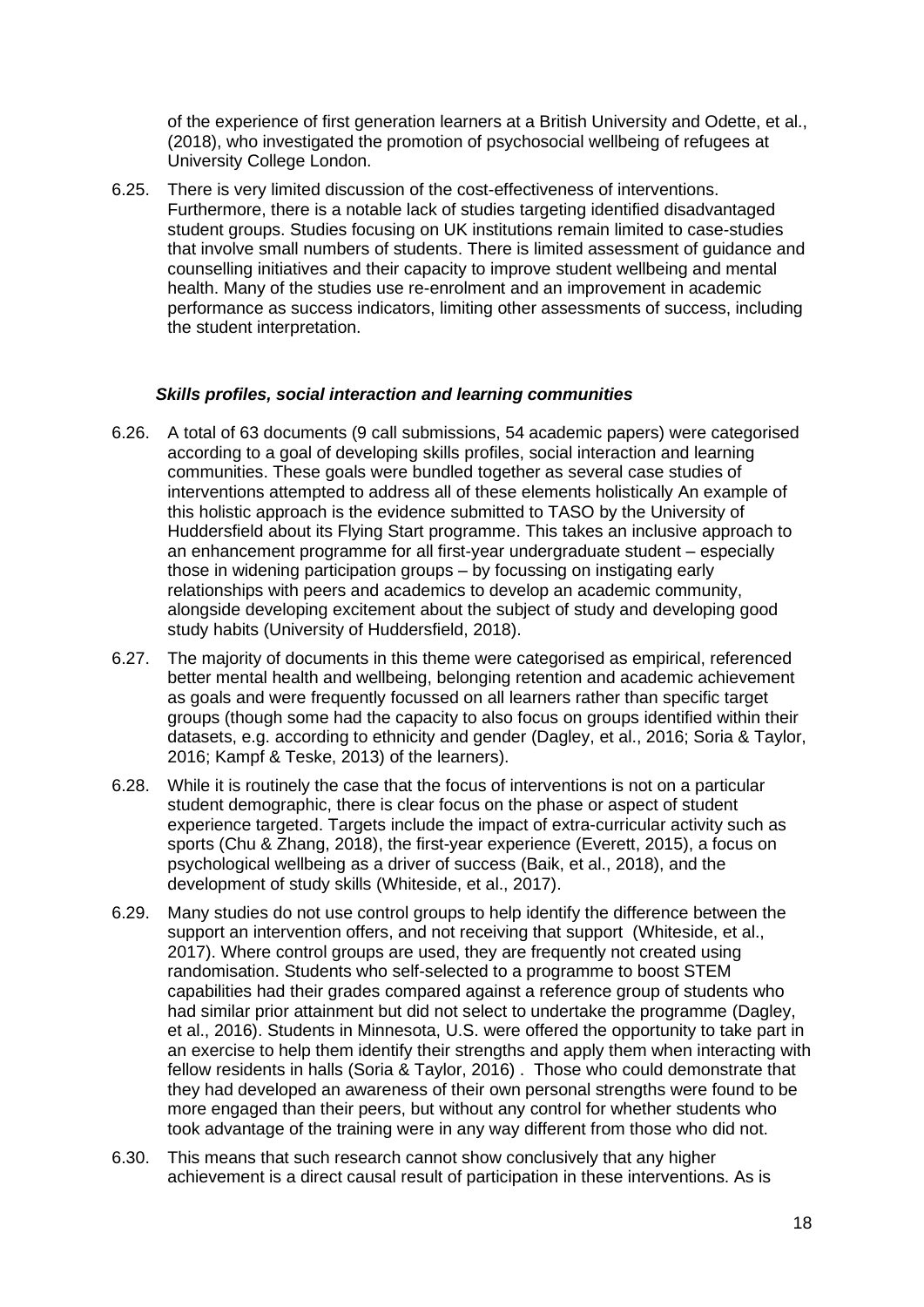of the experience of first generation learners at a British University and Odette, et al., (2018), who investigated the promotion of psychosocial wellbeing of refugees at University College London.

6.25. There is very limited discussion of the cost-effectiveness of interventions. Furthermore, there is a notable lack of studies targeting identified disadvantaged student groups. Studies focusing on UK institutions remain limited to case-studies that involve small numbers of students. There is limited assessment of guidance and counselling initiatives and their capacity to improve student wellbeing and mental health. Many of the studies use re-enrolment and an improvement in academic performance as success indicators, limiting other assessments of success, including the student interpretation.

### *Skills profiles, social interaction and learning communities*

6.26. A total of 63 documents (9 call submissions, 54 academic papers) were categorised according to a goal of developing skills profiles, social interaction and learning communities. These goals were bundled together as several case studies of interventions attempted to address all of these elements holistically An example of this holistic approach is the evidence submitted to TASO by the University of Huddersfield about its Flying Start programme. This takes an inclusive approach to an enhancement programme for all first-year undergraduate student – especially those in widening participation groups – by focussing on instigating early relationships with peers and academics to develop an academic community, alongside developing excitement about the subject of study and developing good study habits (University of Huddersfield, 2018).

6.27. The majority of documents in this theme were categorised as empirical, referenced better mental health and wellbeing, belonging retention and academic achievement as goals and were frequently focussed on all learners rather than specific target groups (though some had the capacity to also focus on groups identified within their datasets, e.g. according to ethnicity and gender (Dagley, et al., 2016; Soria & Taylor, 2016; Kampf & Teske, 2013) of the learners).

6.28. While it is routinely the case that the focus of interventions is not on a particular student demographic, there is clear focus on the phase or aspect of student experience targeted. Targets include the impact of extra-curricular activity such as sports (Chu & Zhang, 2018), the first-year experience (Everett, 2015), a focus on psychological wellbeing as a driver of success (Baik, et al., 2018), and the development of study skills (Whiteside, et al., 2017).

6.29. Many studies do not use control groups to help identify the difference between the support an intervention offers, and not receiving that support (Whiteside, et al., 2017). Where control groups are used, they are frequently not created using randomisation. Students who self-selected to a programme to boost STEM capabilities had their grades compared against a reference group of students who had similar prior attainment but did not select to undertake the programme (Dagley, et al., 2016). Students in Minnesota, U.S. were offered the opportunity to take part in an exercise to help them identify their strengths and apply them when interacting with fellow residents in halls (Soria & Taylor, 2016) . Those who could demonstrate that they had developed an awareness of their own personal strengths were found to be more engaged than their peers, but without any control for whether students who took advantage of the training were in any way different from those who did not.

6.30. This means that such research cannot show conclusively that any higher achievement is a direct causal result of participation in these interventions. As is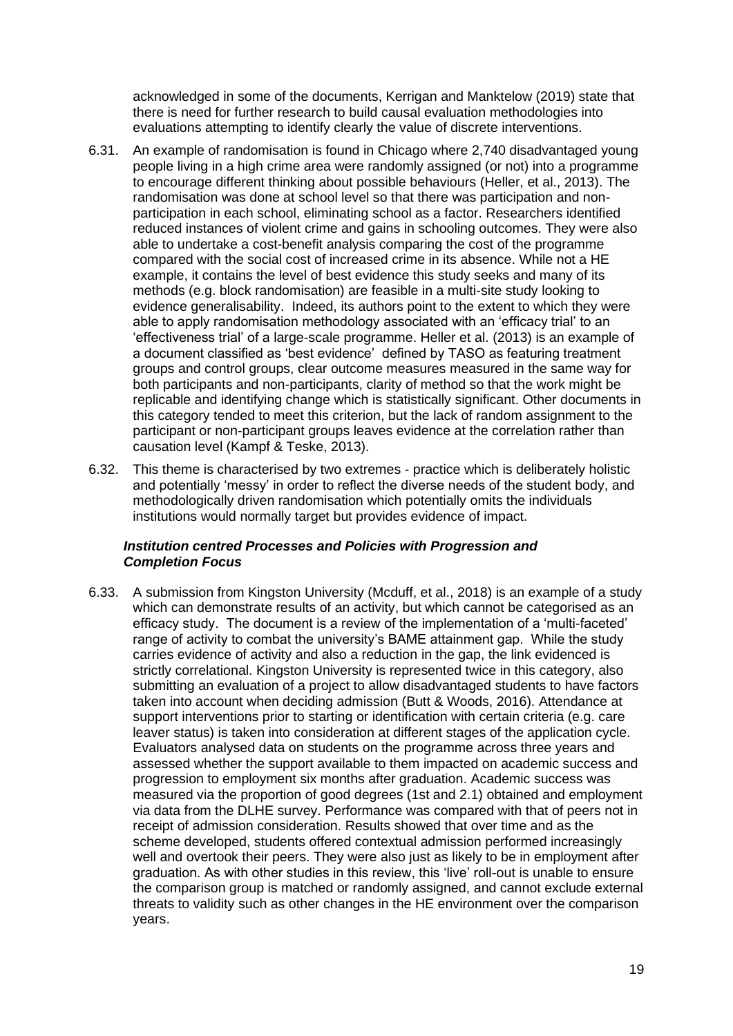acknowledged in some of the documents, Kerrigan and Manktelow (2019) state that there is need for further research to build causal evaluation methodologies into evaluations attempting to identify clearly the value of discrete interventions.

6.31. An example of randomisation is found in Chicago where 2,740 disadvantaged young people living in a high crime area were randomly assigned (or not) into a programme to encourage different thinking about possible behaviours (Heller, et al., 2013). The randomisation was done at school level so that there was participation and non-participation in each school, eliminating school as a factor. Researchers identified reduced instances of violent crime and gains in schooling outcomes. They were also able to undertake a cost-benefit analysis comparing the cost of the programme compared with the social cost of increased crime in its absence. While not a HE example, it contains the level of best evidence this study seeks and many of its methods (e.g. block randomisation) are feasible in a multi-site study looking to evidence generalisability. Indeed, its authors point to the extent to which they were able to apply randomisation methodology associated with an 'efficacy trial' to an 'effectiveness trial' of a large-scale programme. Heller et al. (2013) is an example of a document classified as 'best evidence' defined by TASO as featuring treatment groups and control groups, clear outcome measures measured in the same way for both participants and non-participants, clarity of method so that the work might be replicable and identifying change which is statistically significant. Other documents in this category tended to meet this criterion, but the lack of random assignment to the participant or non-participant groups leaves evidence at the correlation rather than causation level (Kampf & Teske, 2013).

6.32. This theme is characterised by two extremes - practice which is deliberately holistic and potentially 'messy' in order to reflect the diverse needs of the student body, and methodologically driven randomisation which potentially omits the individuals institutions would normally target but provides evidence of impact.

***Institution centred Processes and Policies with Progression and Completion Focus***

6.33. A submission from Kingston University (Mcduff, et al., 2018) is an example of a study which can demonstrate results of an activity, but which cannot be categorised as an efficacy study. The document is a review of the implementation of a 'multi-faceted' range of activity to combat the university's BAME attainment gap. While the study carries evidence of activity and also a reduction in the gap, the link evidenced is strictly correlational. Kingston University is represented twice in this category, also submitting an evaluation of a project to allow disadvantaged students to have factors taken into account when deciding admission (Butt & Woods, 2016). Attendance at support interventions prior to starting or identification with certain criteria (e.g. care leaver status) is taken into consideration at different stages of the application cycle. Evaluators analysed data on students on the programme across three years and assessed whether the support available to them impacted on academic success and progression to employment six months after graduation. Academic success was measured via the proportion of good degrees (1st and 2.1) obtained and employment via data from the DLHE survey. Performance was compared with that of peers not in receipt of admission consideration. Results showed that over time and as the scheme developed, students offered contextual admission performed increasingly well and overtook their peers. They were also just as likely to be in employment after graduation. As with other studies in this review, this 'live' roll-out is unable to ensure the comparison group is matched or randomly assigned, and cannot exclude external threats to validity such as other changes in the HE environment over the comparison years.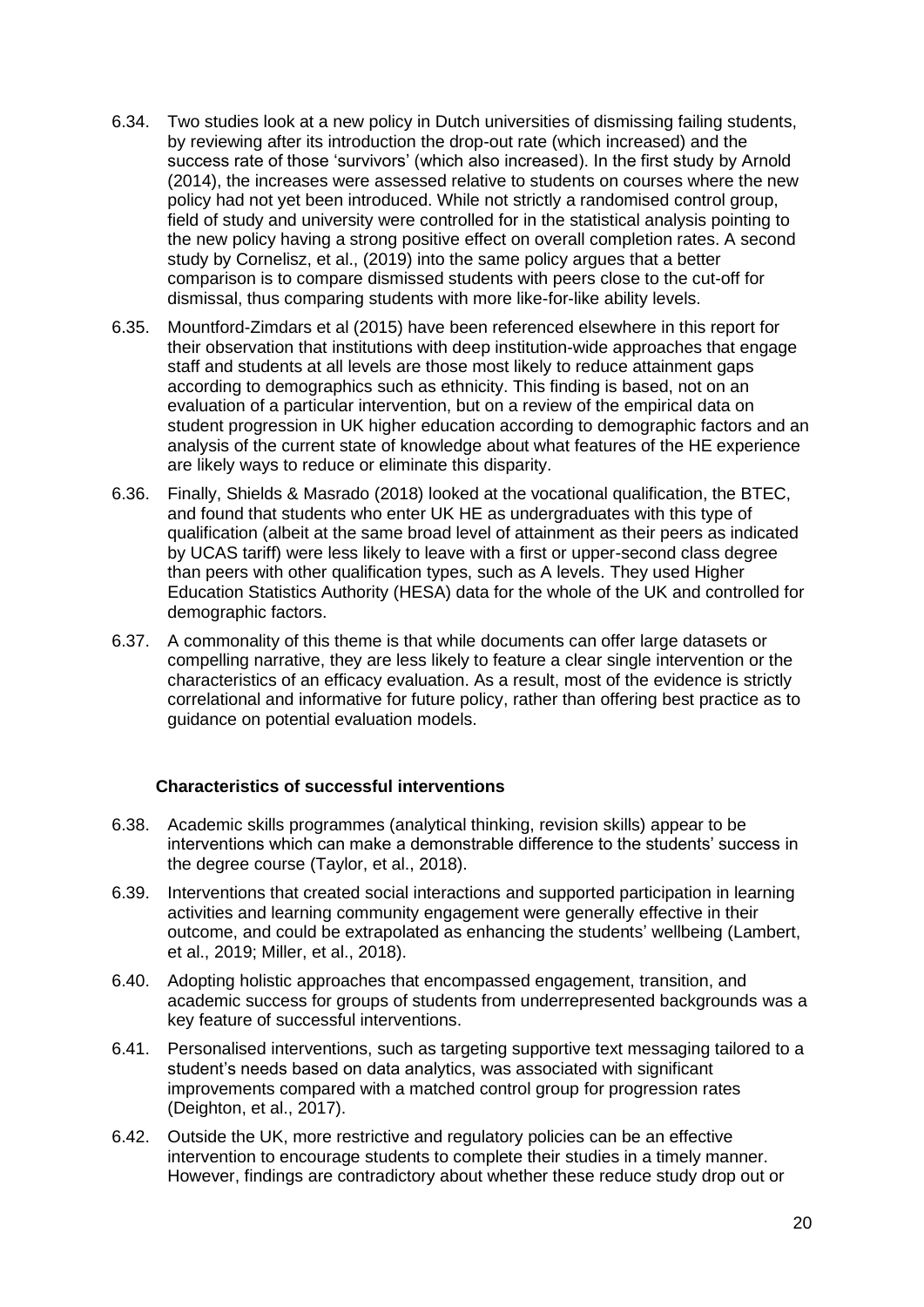6.34. Two studies look at a new policy in Dutch universities of dismissing failing students, by reviewing after its introduction the drop-out rate (which increased) and the success rate of those 'survivors' (which also increased). In the first study by Arnold (2014), the increases were assessed relative to students on courses where the new policy had not yet been introduced. While not strictly a randomised control group, field of study and university were controlled for in the statistical analysis pointing to the new policy having a strong positive effect on overall completion rates. A second study by Cornelisz, et al., (2019) into the same policy argues that a better comparison is to compare dismissed students with peers close to the cut-off for dismissal, thus comparing students with more like-for-like ability levels.

6.35. Mountford-Zimdars et al (2015) have been referenced elsewhere in this report for their observation that institutions with deep institution-wide approaches that engage staff and students at all levels are those most likely to reduce attainment gaps according to demographics such as ethnicity. This finding is based, not on an evaluation of a particular intervention, but on a review of the empirical data on student progression in UK higher education according to demographic factors and an analysis of the current state of knowledge about what features of the HE experience are likely ways to reduce or eliminate this disparity.

6.36. Finally, Shields & Masrado (2018) looked at the vocational qualification, the BTEC, and found that students who enter UK HE as undergraduates with this type of qualification (albeit at the same broad level of attainment as their peers as indicated by UCAS tariff) were less likely to leave with a first or upper-second class degree than peers with other qualification types, such as A levels. They used Higher Education Statistics Authority (HESA) data for the whole of the UK and controlled for demographic factors.

6.37. A commonality of this theme is that while documents can offer large datasets or compelling narrative, they are less likely to feature a clear single intervention or the characteristics of an efficacy evaluation. As a result, most of the evidence is strictly correlational and informative for future policy, rather than offering best practice as to guidance on potential evaluation models.

### Characteristics of successful interventions

6.38. Academic skills programmes (analytical thinking, revision skills) appear to be interventions which can make a demonstrable difference to the students' success in the degree course (Taylor, et al., 2018).

6.39. Interventions that created social interactions and supported participation in learning activities and learning community engagement were generally effective in their outcome, and could be extrapolated as enhancing the students' wellbeing (Lambert, et al., 2019; Miller, et al., 2018).

6.40. Adopting holistic approaches that encompassed engagement, transition, and academic success for groups of students from underrepresented backgrounds was a key feature of successful interventions.

6.41. Personalised interventions, such as targeting supportive text messaging tailored to a student's needs based on data analytics, was associated with significant improvements compared with a matched control group for progression rates (Deighton, et al., 2017).

6.42. Outside the UK, more restrictive and regulatory policies can be an effective intervention to encourage students to complete their studies in a timely manner. However, findings are contradictory about whether these reduce study drop out or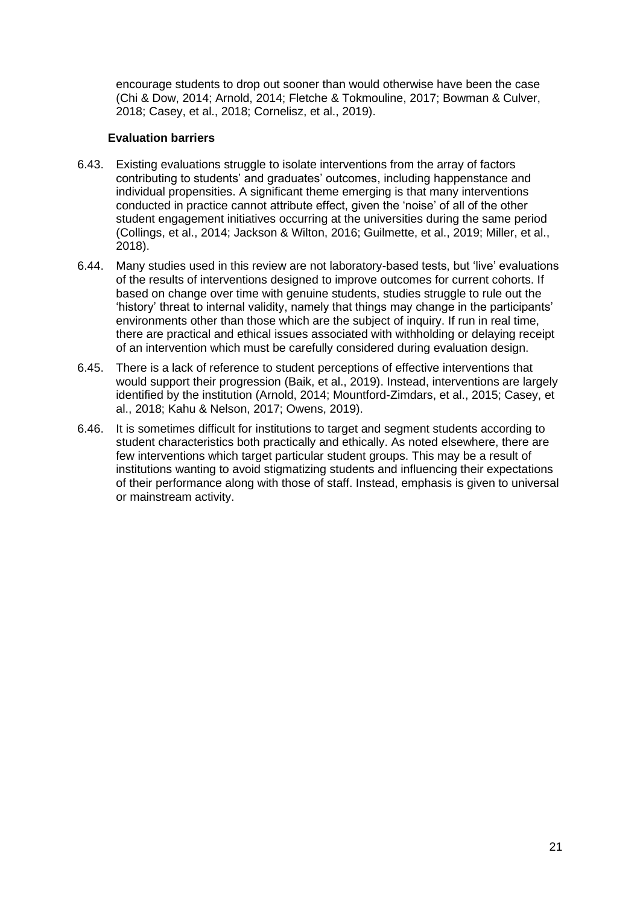encourage students to drop out sooner than would otherwise have been the case (Chi & Dow, 2014; Arnold, 2014; Fletche & Tokmouline, 2017; Bowman & Culver, 2018; Casey, et al., 2018; Cornelisz, et al., 2019).

### Evaluation barriers

6.43. Existing evaluations struggle to isolate interventions from the array of factors contributing to students' and graduates' outcomes, including happenstance and individual propensities. A significant theme emerging is that many interventions conducted in practice cannot attribute effect, given the 'noise' of all of the other student engagement initiatives occurring at the universities during the same period (Collings, et al., 2014; Jackson & Wilton, 2016; Guilmette, et al., 2019; Miller, et al., 2018).

6.44. Many studies used in this review are not laboratory-based tests, but 'live' evaluations of the results of interventions designed to improve outcomes for current cohorts. If based on change over time with genuine students, studies struggle to rule out the 'history' threat to internal validity, namely that things may change in the participants' environments other than those which are the subject of inquiry. If run in real time, there are practical and ethical issues associated with withholding or delaying receipt of an intervention which must be carefully considered during evaluation design.

6.45. There is a lack of reference to student perceptions of effective interventions that would support their progression (Baik, et al., 2019). Instead, interventions are largely identified by the institution (Arnold, 2014; Mountford-Zimdars, et al., 2015; Casey, et al., 2018; Kahu & Nelson, 2017; Owens, 2019).

6.46. It is sometimes difficult for institutions to target and segment students according to student characteristics both practically and ethically. As noted elsewhere, there are few interventions which target particular student groups. This may be a result of institutions wanting to avoid stigmatizing students and influencing their expectations of their performance along with those of staff. Instead, emphasis is given to universal or mainstream activity.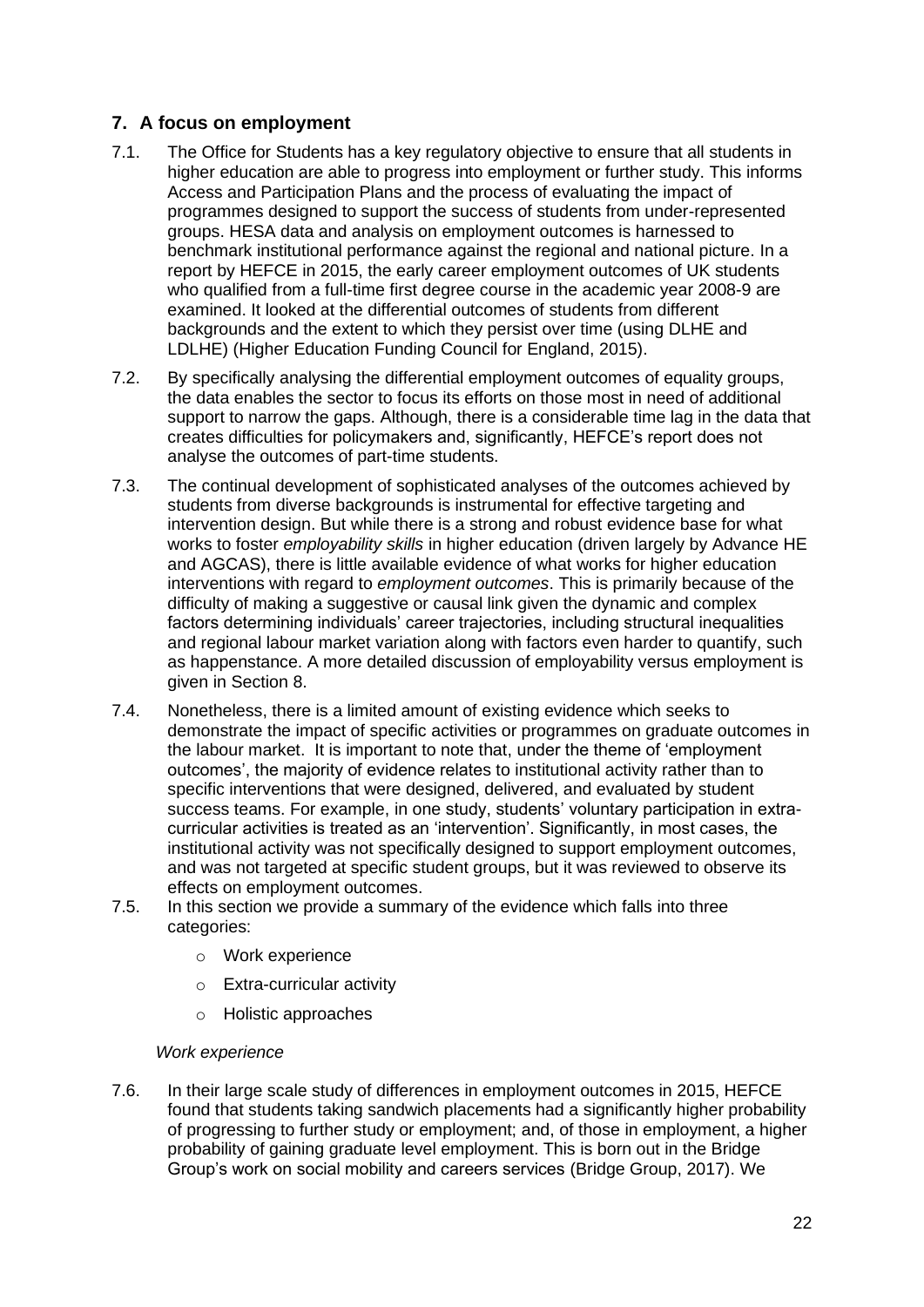## 7. A focus on employment

7.1. The Office for Students has a key regulatory objective to ensure that all students in higher education are able to progress into employment or further study. This informs Access and Participation Plans and the process of evaluating the impact of programmes designed to support the success of students from under-represented groups. HESA data and analysis on employment outcomes is harnessed to benchmark institutional performance against the regional and national picture. In a report by HEFCE in 2015, the early career employment outcomes of UK students who qualified from a full-time first degree course in the academic year 2008-9 are examined. It looked at the differential outcomes of students from different backgrounds and the extent to which they persist over time (using DLHE and LDLHE) (Higher Education Funding Council for England, 2015).

7.2. By specifically analysing the differential employment outcomes of equality groups, the data enables the sector to focus its efforts on those most in need of additional support to narrow the gaps. Although, there is a considerable time lag in the data that creates difficulties for policymakers and, significantly, HEFCE's report does not analyse the outcomes of part-time students.

7.3. The continual development of sophisticated analyses of the outcomes achieved by students from diverse backgrounds is instrumental for effective targeting and intervention design. But while there is a strong and robust evidence base for what works to foster *employability skills* in higher education (driven largely by Advance HE and AGCAS), there is little available evidence of what works for higher education interventions with regard to *employment outcomes*. This is primarily because of the difficulty of making a suggestive or causal link given the dynamic and complex factors determining individuals' career trajectories, including structural inequalities and regional labour market variation along with factors even harder to quantify, such as happenstance. A more detailed discussion of employability versus employment is given in Section 8.

7.4. Nonetheless, there is a limited amount of existing evidence which seeks to demonstrate the impact of specific activities or programmes on graduate outcomes in the labour market. It is important to note that, under the theme of 'employment outcomes', the majority of evidence relates to institutional activity rather than to specific interventions that were designed, delivered, and evaluated by student success teams. For example, in one study, students' voluntary participation in extra-curricular activities is treated as an 'intervention'. Significantly, in most cases, the institutional activity was not specifically designed to support employment outcomes, and was not targeted at specific student groups, but it was reviewed to observe its effects on employment outcomes.

7.5. In this section we provide a summary of the evidence which falls into three categories:

- Work experience
- Extra-curricular activity
- Holistic approaches

*Work experience*

7.6. In their large scale study of differences in employment outcomes in 2015, HEFCE found that students taking sandwich placements had a significantly higher probability of progressing to further study or employment; and, of those in employment, a higher probability of gaining graduate level employment. This is born out in the Bridge Group's work on social mobility and careers services (Bridge Group, 2017). We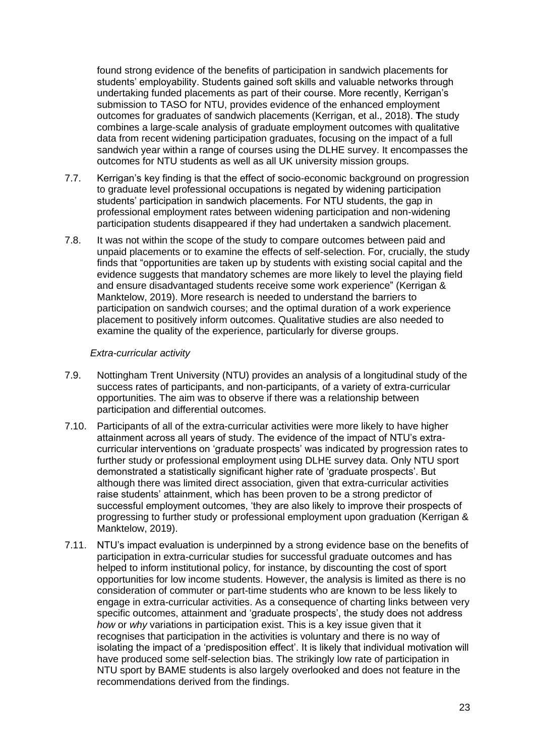found strong evidence of the benefits of participation in sandwich placements for students' employability. Students gained soft skills and valuable networks through undertaking funded placements as part of their course. More recently, Kerrigan's submission to TASO for NTU, provides evidence of the enhanced employment outcomes for graduates of sandwich placements (Kerrigan, et al., 2018). **T**he study combines a large-scale analysis of graduate employment outcomes with qualitative data from recent widening participation graduates, focusing on the impact of a full sandwich year within a range of courses using the DLHE survey. It encompasses the outcomes for NTU students as well as all UK university mission groups.

7.7. Kerrigan's key finding is that the effect of socio-economic background on progression to graduate level professional occupations is negated by widening participation students' participation in sandwich placements. For NTU students, the gap in professional employment rates between widening participation and non-widening participation students disappeared if they had undertaken a sandwich placement.

7.8. It was not within the scope of the study to compare outcomes between paid and unpaid placements or to examine the effects of self-selection. For, crucially, the study finds that "opportunities are taken up by students with existing social capital and the evidence suggests that mandatory schemes are more likely to level the playing field and ensure disadvantaged students receive some work experience" (Kerrigan & Manktelow, 2019). More research is needed to understand the barriers to participation on sandwich courses; and the optimal duration of a work experience placement to positively inform outcomes. Qualitative studies are also needed to examine the quality of the experience, particularly for diverse groups.

*Extra-curricular activity*

7.9. Nottingham Trent University (NTU) provides an analysis of a longitudinal study of the success rates of participants, and non-participants, of a variety of extra-curricular opportunities. The aim was to observe if there was a relationship between participation and differential outcomes.

7.10. Participants of all of the extra-curricular activities were more likely to have higher attainment across all years of study. The evidence of the impact of NTU's extra-curricular interventions on 'graduate prospects' was indicated by progression rates to further study or professional employment using DLHE survey data. Only NTU sport demonstrated a statistically significant higher rate of 'graduate prospects'. But although there was limited direct association, given that extra-curricular activities raise students' attainment, which has been proven to be a strong predictor of successful employment outcomes, 'they are also likely to improve their prospects of progressing to further study or professional employment upon graduation (Kerrigan & Manktelow, 2019).

7.11. NTU's impact evaluation is underpinned by a strong evidence base on the benefits of participation in extra-curricular studies for successful graduate outcomes and has helped to inform institutional policy, for instance, by discounting the cost of sport opportunities for low income students. However, the analysis is limited as there is no consideration of commuter or part-time students who are known to be less likely to engage in extra-curricular activities. As a consequence of charting links between very specific outcomes, attainment and 'graduate prospects', the study does not address *how* or *why* variations in participation exist. This is a key issue given that it recognises that participation in the activities is voluntary and there is no way of isolating the impact of a 'predisposition effect'. It is likely that individual motivation will have produced some self-selection bias. The strikingly low rate of participation in NTU sport by BAME students is also largely overlooked and does not feature in the recommendations derived from the findings.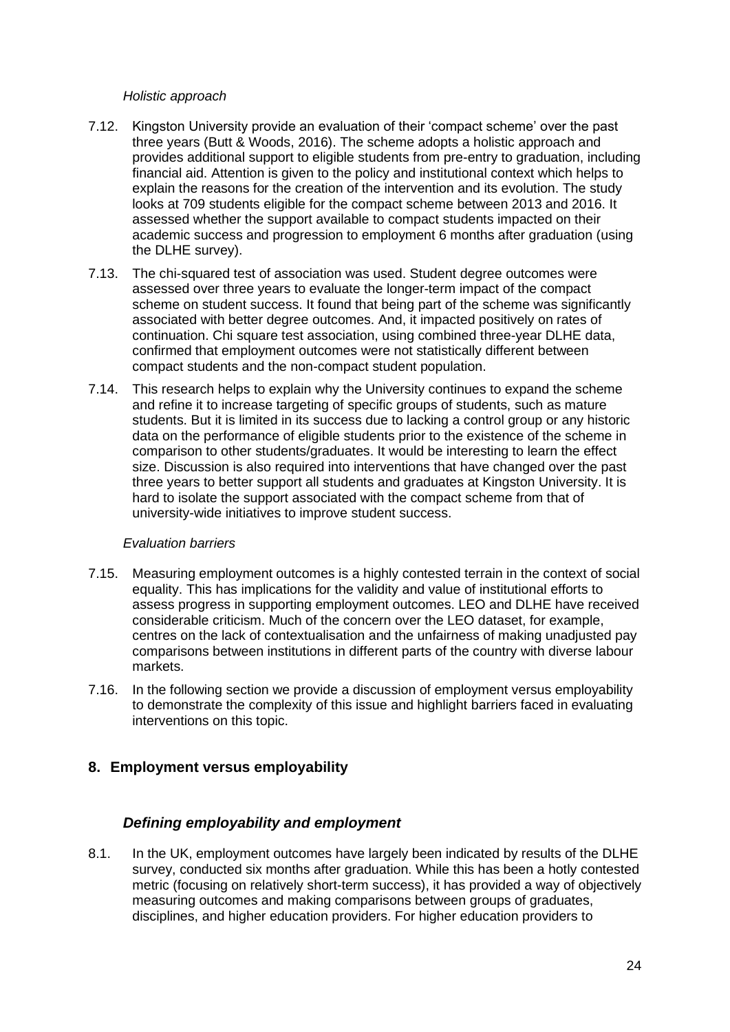*Holistic approach*

7.12. Kingston University provide an evaluation of their 'compact scheme' over the past three years (Butt & Woods, 2016). The scheme adopts a holistic approach and provides additional support to eligible students from pre-entry to graduation, including financial aid. Attention is given to the policy and institutional context which helps to explain the reasons for the creation of the intervention and its evolution. The study looks at 709 students eligible for the compact scheme between 2013 and 2016. It assessed whether the support available to compact students impacted on their academic success and progression to employment 6 months after graduation (using the DLHE survey).

7.13. The chi-squared test of association was used. Student degree outcomes were assessed over three years to evaluate the longer-term impact of the compact scheme on student success. It found that being part of the scheme was significantly associated with better degree outcomes. And, it impacted positively on rates of continuation. Chi square test association, using combined three-year DLHE data, confirmed that employment outcomes were not statistically different between compact students and the non-compact student population.

7.14. This research helps to explain why the University continues to expand the scheme and refine it to increase targeting of specific groups of students, such as mature students. But it is limited in its success due to lacking a control group or any historic data on the performance of eligible students prior to the existence of the scheme in comparison to other students/graduates. It would be interesting to learn the effect size. Discussion is also required into interventions that have changed over the past three years to better support all students and graduates at Kingston University. It is hard to isolate the support associated with the compact scheme from that of university-wide initiatives to improve student success.

*Evaluation barriers*

7.15. Measuring employment outcomes is a highly contested terrain in the context of social equality. This has implications for the validity and value of institutional efforts to assess progress in supporting employment outcomes. LEO and DLHE have received considerable criticism. Much of the concern over the LEO dataset, for example, centres on the lack of contextualisation and the unfairness of making unadjusted pay comparisons between institutions in different parts of the country with diverse labour markets.

7.16. In the following section we provide a discussion of employment versus employability to demonstrate the complexity of this issue and highlight barriers faced in evaluating interventions on this topic.

## 8. Employment versus employability

### *Defining employability and employment*

8.1. In the UK, employment outcomes have largely been indicated by results of the DLHE survey, conducted six months after graduation. While this has been a hotly contested metric (focusing on relatively short-term success), it has provided a way of objectively measuring outcomes and making comparisons between groups of graduates, disciplines, and higher education providers. For higher education providers to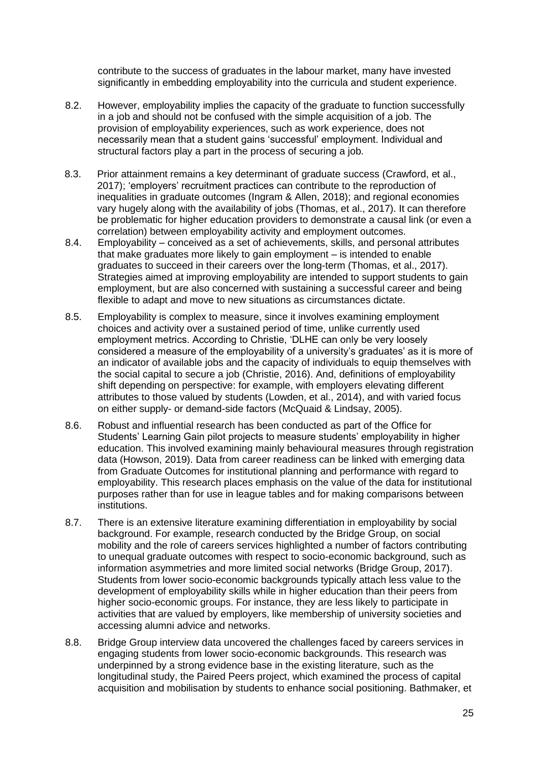contribute to the success of graduates in the labour market, many have invested significantly in embedding employability into the curricula and student experience.

8.2. However, employability implies the capacity of the graduate to function successfully in a job and should not be confused with the simple acquisition of a job. The provision of employability experiences, such as work experience, does not necessarily mean that a student gains 'successful' employment. Individual and structural factors play a part in the process of securing a job.

8.3. Prior attainment remains a key determinant of graduate success (Crawford, et al., 2017); 'employers' recruitment practices can contribute to the reproduction of inequalities in graduate outcomes (Ingram & Allen, 2018); and regional economies vary hugely along with the availability of jobs (Thomas, et al., 2017). It can therefore be problematic for higher education providers to demonstrate a causal link (or even a correlation) between employability activity and employment outcomes.

8.4. Employability – conceived as a set of achievements, skills, and personal attributes that make graduates more likely to gain employment – is intended to enable graduates to succeed in their careers over the long-term (Thomas, et al., 2017). Strategies aimed at improving employability are intended to support students to gain employment, but are also concerned with sustaining a successful career and being flexible to adapt and move to new situations as circumstances dictate.

8.5. Employability is complex to measure, since it involves examining employment choices and activity over a sustained period of time, unlike currently used employment metrics. According to Christie, 'DLHE can only be very loosely considered a measure of the employability of a university's graduates' as it is more of an indicator of available jobs and the capacity of individuals to equip themselves with the social capital to secure a job (Christie, 2016). And, definitions of employability shift depending on perspective: for example, with employers elevating different attributes to those valued by students (Lowden, et al., 2014), and with varied focus on either supply- or demand-side factors (McQuaid & Lindsay, 2005).

8.6. Robust and influential research has been conducted as part of the Office for Students' Learning Gain pilot projects to measure students' employability in higher education. This involved examining mainly behavioural measures through registration data (Howson, 2019). Data from career readiness can be linked with emerging data from Graduate Outcomes for institutional planning and performance with regard to employability. This research places emphasis on the value of the data for institutional purposes rather than for use in league tables and for making comparisons between institutions.

8.7. There is an extensive literature examining differentiation in employability by social background. For example, research conducted by the Bridge Group, on social mobility and the role of careers services highlighted a number of factors contributing to unequal graduate outcomes with respect to socio-economic background, such as information asymmetries and more limited social networks (Bridge Group, 2017). Students from lower socio-economic backgrounds typically attach less value to the development of employability skills while in higher education than their peers from higher socio-economic groups. For instance, they are less likely to participate in activities that are valued by employers, like membership of university societies and accessing alumni advice and networks.

8.8. Bridge Group interview data uncovered the challenges faced by careers services in engaging students from lower socio-economic backgrounds. This research was underpinned by a strong evidence base in the existing literature, such as the longitudinal study, the Paired Peers project, which examined the process of capital acquisition and mobilisation by students to enhance social positioning. Bathmaker, et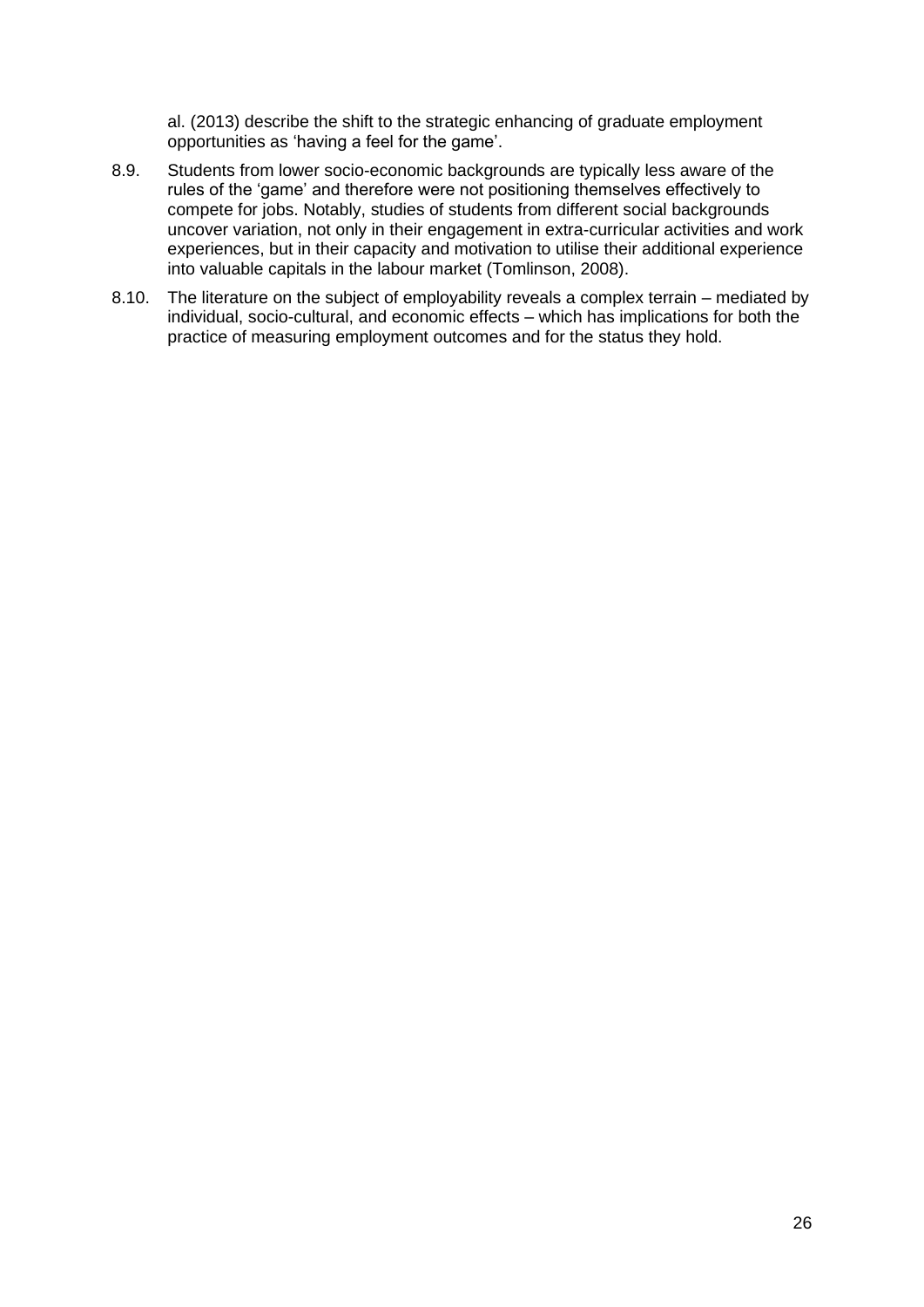al. (2013) describe the shift to the strategic enhancing of graduate employment opportunities as 'having a feel for the game'.

8.9. Students from lower socio-economic backgrounds are typically less aware of the rules of the 'game' and therefore were not positioning themselves effectively to compete for jobs. Notably, studies of students from different social backgrounds uncover variation, not only in their engagement in extra-curricular activities and work experiences, but in their capacity and motivation to utilise their additional experience into valuable capitals in the labour market (Tomlinson, 2008).

8.10. The literature on the subject of employability reveals a complex terrain – mediated by individual, socio-cultural, and economic effects – which has implications for both the practice of measuring employment outcomes and for the status they hold.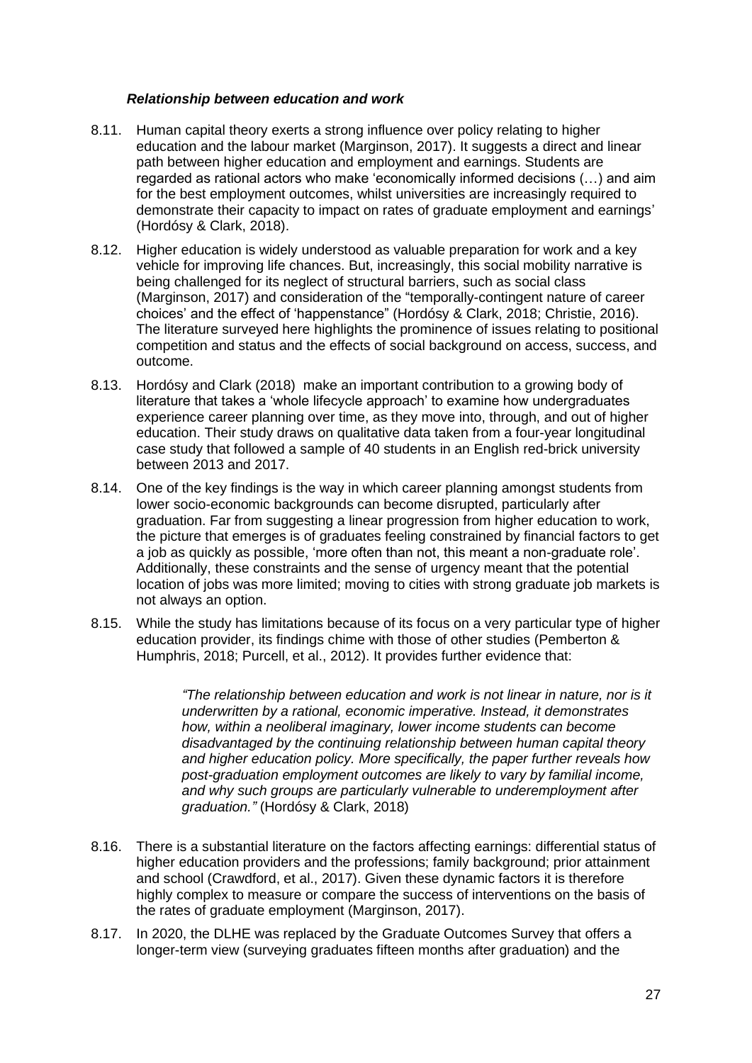### *Relationship between education and work*

8.11. Human capital theory exerts a strong influence over policy relating to higher education and the labour market (Marginson, 2017). It suggests a direct and linear path between higher education and employment and earnings. Students are regarded as rational actors who make 'economically informed decisions (…) and aim for the best employment outcomes, whilst universities are increasingly required to demonstrate their capacity to impact on rates of graduate employment and earnings' (Hordósy & Clark, 2018).

8.12. Higher education is widely understood as valuable preparation for work and a key vehicle for improving life chances. But, increasingly, this social mobility narrative is being challenged for its neglect of structural barriers, such as social class (Marginson, 2017) and consideration of the "temporally-contingent nature of career choices' and the effect of 'happenstance" (Hordósy & Clark, 2018; Christie, 2016). The literature surveyed here highlights the prominence of issues relating to positional competition and status and the effects of social background on access, success, and outcome.

8.13. Hordósy and Clark (2018) make an important contribution to a growing body of literature that takes a 'whole lifecycle approach' to examine how undergraduates experience career planning over time, as they move into, through, and out of higher education. Their study draws on qualitative data taken from a four-year longitudinal case study that followed a sample of 40 students in an English red-brick university between 2013 and 2017.

8.14. One of the key findings is the way in which career planning amongst students from lower socio-economic backgrounds can become disrupted, particularly after graduation. Far from suggesting a linear progression from higher education to work, the picture that emerges is of graduates feeling constrained by financial factors to get a job as quickly as possible, 'more often than not, this meant a non-graduate role'. Additionally, these constraints and the sense of urgency meant that the potential location of jobs was more limited; moving to cities with strong graduate job markets is not always an option.

8.15. While the study has limitations because of its focus on a very particular type of higher education provider, its findings chime with those of other studies (Pemberton & Humphris, 2018; Purcell, et al., 2012). It provides further evidence that:

> *"The relationship between education and work is not linear in nature, nor is it underwritten by a rational, economic imperative. Instead, it demonstrates how, within a neoliberal imaginary, lower income students can become disadvantaged by the continuing relationship between human capital theory and higher education policy. More specifically, the paper further reveals how post-graduation employment outcomes are likely to vary by familial income, and why such groups are particularly vulnerable to underemployment after graduation."* (Hordósy & Clark, 2018)

8.16. There is a substantial literature on the factors affecting earnings: differential status of higher education providers and the professions; family background; prior attainment and school (Crawdford, et al., 2017). Given these dynamic factors it is therefore highly complex to measure or compare the success of interventions on the basis of the rates of graduate employment (Marginson, 2017).

8.17. In 2020, the DLHE was replaced by the Graduate Outcomes Survey that offers a longer-term view (surveying graduates fifteen months after graduation) and the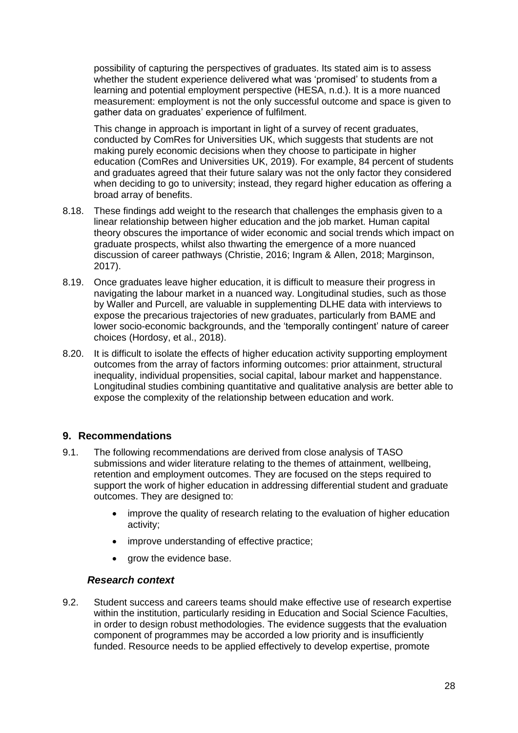possibility of capturing the perspectives of graduates. Its stated aim is to assess whether the student experience delivered what was 'promised' to students from a learning and potential employment perspective (HESA, n.d.). It is a more nuanced measurement: employment is not the only successful outcome and space is given to gather data on graduates' experience of fulfilment.

This change in approach is important in light of a survey of recent graduates, conducted by ComRes for Universities UK, which suggests that students are not making purely economic decisions when they choose to participate in higher education (ComRes and Universities UK, 2019). For example, 84 percent of students and graduates agreed that their future salary was not the only factor they considered when deciding to go to university; instead, they regard higher education as offering a broad array of benefits.

8.18. These findings add weight to the research that challenges the emphasis given to a linear relationship between higher education and the job market. Human capital theory obscures the importance of wider economic and social trends which impact on graduate prospects, whilst also thwarting the emergence of a more nuanced discussion of career pathways (Christie, 2016; Ingram & Allen, 2018; Marginson, 2017).

8.19. Once graduates leave higher education, it is difficult to measure their progress in navigating the labour market in a nuanced way. Longitudinal studies, such as those by Waller and Purcell, are valuable in supplementing DLHE data with interviews to expose the precarious trajectories of new graduates, particularly from BAME and lower socio-economic backgrounds, and the 'temporally contingent' nature of career choices (Hordosy, et al., 2018).

8.20. It is difficult to isolate the effects of higher education activity supporting employment outcomes from the array of factors informing outcomes: prior attainment, structural inequality, individual propensities, social capital, labour market and happenstance. Longitudinal studies combining quantitative and qualitative analysis are better able to expose the complexity of the relationship between education and work.

## 9. Recommendations

9.1. The following recommendations are derived from close analysis of TASO submissions and wider literature relating to the themes of attainment, wellbeing, retention and employment outcomes. They are focused on the steps required to support the work of higher education in addressing differential student and graduate outcomes. They are designed to:

- improve the quality of research relating to the evaluation of higher education activity;
- improve understanding of effective practice;
- grow the evidence base.

### *Research context*

9.2. Student success and careers teams should make effective use of research expertise within the institution, particularly residing in Education and Social Science Faculties, in order to design robust methodologies. The evidence suggests that the evaluation component of programmes may be accorded a low priority and is insufficiently funded. Resource needs to be applied effectively to develop expertise, promote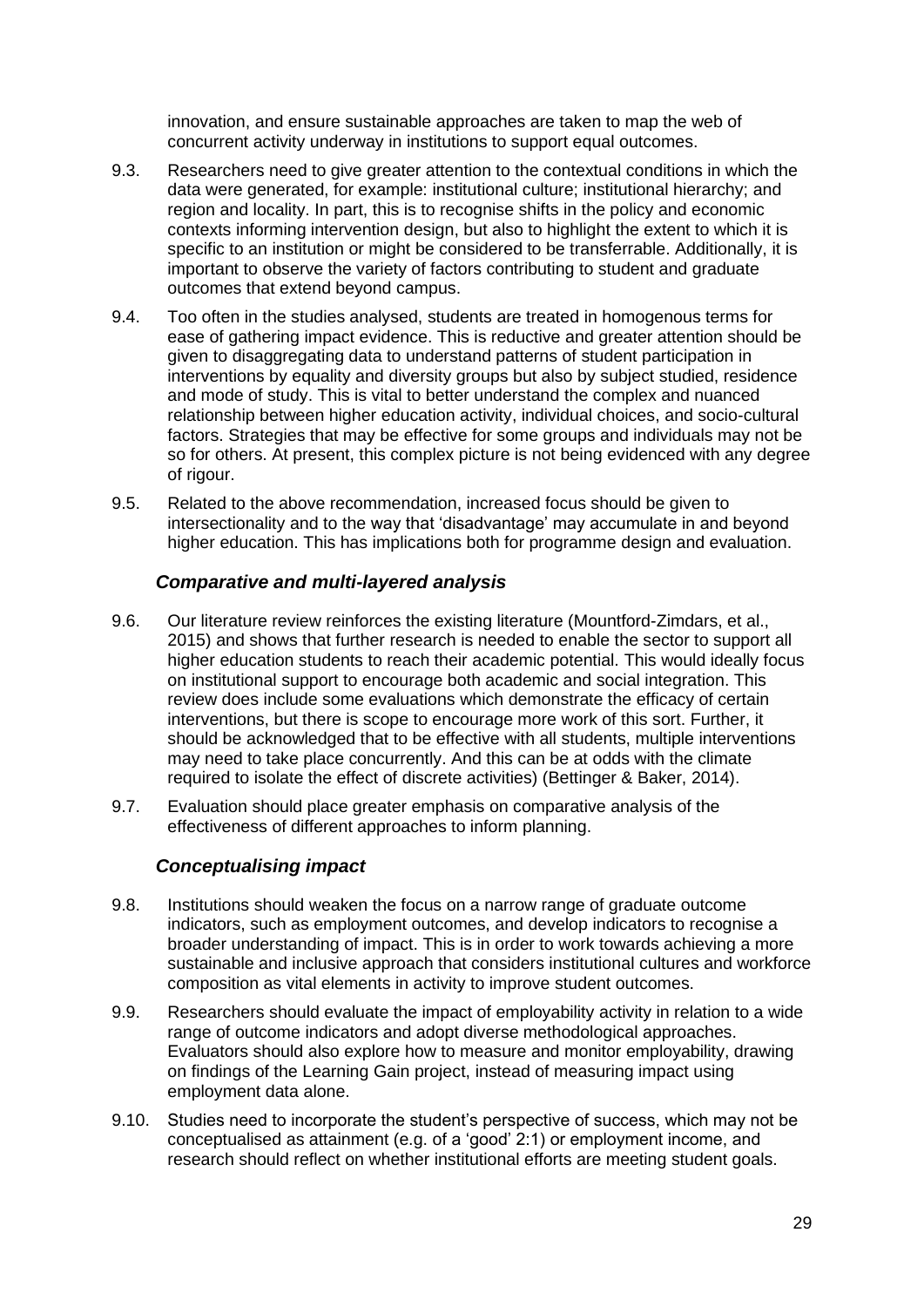innovation, and ensure sustainable approaches are taken to map the web of concurrent activity underway in institutions to support equal outcomes.

9.3. Researchers need to give greater attention to the contextual conditions in which the data were generated, for example: institutional culture; institutional hierarchy; and region and locality. In part, this is to recognise shifts in the policy and economic contexts informing intervention design, but also to highlight the extent to which it is specific to an institution or might be considered to be transferrable. Additionally, it is important to observe the variety of factors contributing to student and graduate outcomes that extend beyond campus.

9.4. Too often in the studies analysed, students are treated in homogenous terms for ease of gathering impact evidence. This is reductive and greater attention should be given to disaggregating data to understand patterns of student participation in interventions by equality and diversity groups but also by subject studied, residence and mode of study. This is vital to better understand the complex and nuanced relationship between higher education activity, individual choices, and socio-cultural factors. Strategies that may be effective for some groups and individuals may not be so for others. At present, this complex picture is not being evidenced with any degree of rigour.

9.5. Related to the above recommendation, increased focus should be given to intersectionality and to the way that 'disadvantage' may accumulate in and beyond higher education. This has implications both for programme design and evaluation.

### *Comparative and multi-layered analysis*

9.6. Our literature review reinforces the existing literature (Mountford-Zimdars, et al., 2015) and shows that further research is needed to enable the sector to support all higher education students to reach their academic potential. This would ideally focus on institutional support to encourage both academic and social integration. This review does include some evaluations which demonstrate the efficacy of certain interventions, but there is scope to encourage more work of this sort. Further, it should be acknowledged that to be effective with all students, multiple interventions may need to take place concurrently. And this can be at odds with the climate required to isolate the effect of discrete activities) (Bettinger & Baker, 2014).

9.7. Evaluation should place greater emphasis on comparative analysis of the effectiveness of different approaches to inform planning.

### *Conceptualising impact*

9.8. Institutions should weaken the focus on a narrow range of graduate outcome indicators, such as employment outcomes, and develop indicators to recognise a broader understanding of impact. This is in order to work towards achieving a more sustainable and inclusive approach that considers institutional cultures and workforce composition as vital elements in activity to improve student outcomes.

9.9. Researchers should evaluate the impact of employability activity in relation to a wide range of outcome indicators and adopt diverse methodological approaches. Evaluators should also explore how to measure and monitor employability, drawing on findings of the Learning Gain project, instead of measuring impact using employment data alone.

9.10. Studies need to incorporate the student's perspective of success, which may not be conceptualised as attainment (e.g. of a 'good' 2:1) or employment income, and research should reflect on whether institutional efforts are meeting student goals.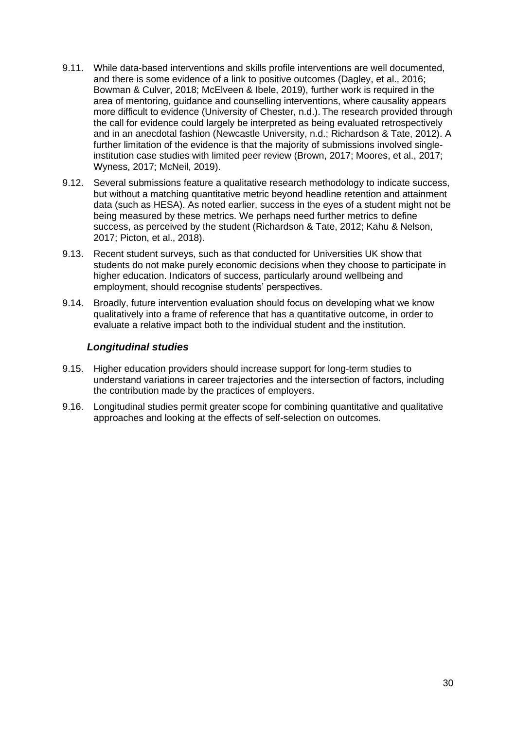9.11. While data-based interventions and skills profile interventions are well documented, and there is some evidence of a link to positive outcomes (Dagley, et al., 2016; Bowman & Culver, 2018; McElveen & Ibele, 2019), further work is required in the area of mentoring, guidance and counselling interventions, where causality appears more difficult to evidence (University of Chester, n.d.). The research provided through the call for evidence could largely be interpreted as being evaluated retrospectively and in an anecdotal fashion (Newcastle University, n.d.; Richardson & Tate, 2012). A further limitation of the evidence is that the majority of submissions involved single-institution case studies with limited peer review (Brown, 2017; Moores, et al., 2017; Wyness, 2017; McNeil, 2019).

9.12. Several submissions feature a qualitative research methodology to indicate success, but without a matching quantitative metric beyond headline retention and attainment data (such as HESA). As noted earlier, success in the eyes of a student might not be being measured by these metrics. We perhaps need further metrics to define success, as perceived by the student (Richardson & Tate, 2012; Kahu & Nelson, 2017; Picton, et al., 2018).

9.13. Recent student surveys, such as that conducted for Universities UK show that students do not make purely economic decisions when they choose to participate in higher education. Indicators of success, particularly around wellbeing and employment, should recognise students' perspectives.

9.14. Broadly, future intervention evaluation should focus on developing what we know qualitatively into a frame of reference that has a quantitative outcome, in order to evaluate a relative impact both to the individual student and the institution.

### *Longitudinal studies*

9.15. Higher education providers should increase support for long-term studies to understand variations in career trajectories and the intersection of factors, including the contribution made by the practices of employers.

9.16. Longitudinal studies permit greater scope for combining quantitative and qualitative approaches and looking at the effects of self-selection on outcomes.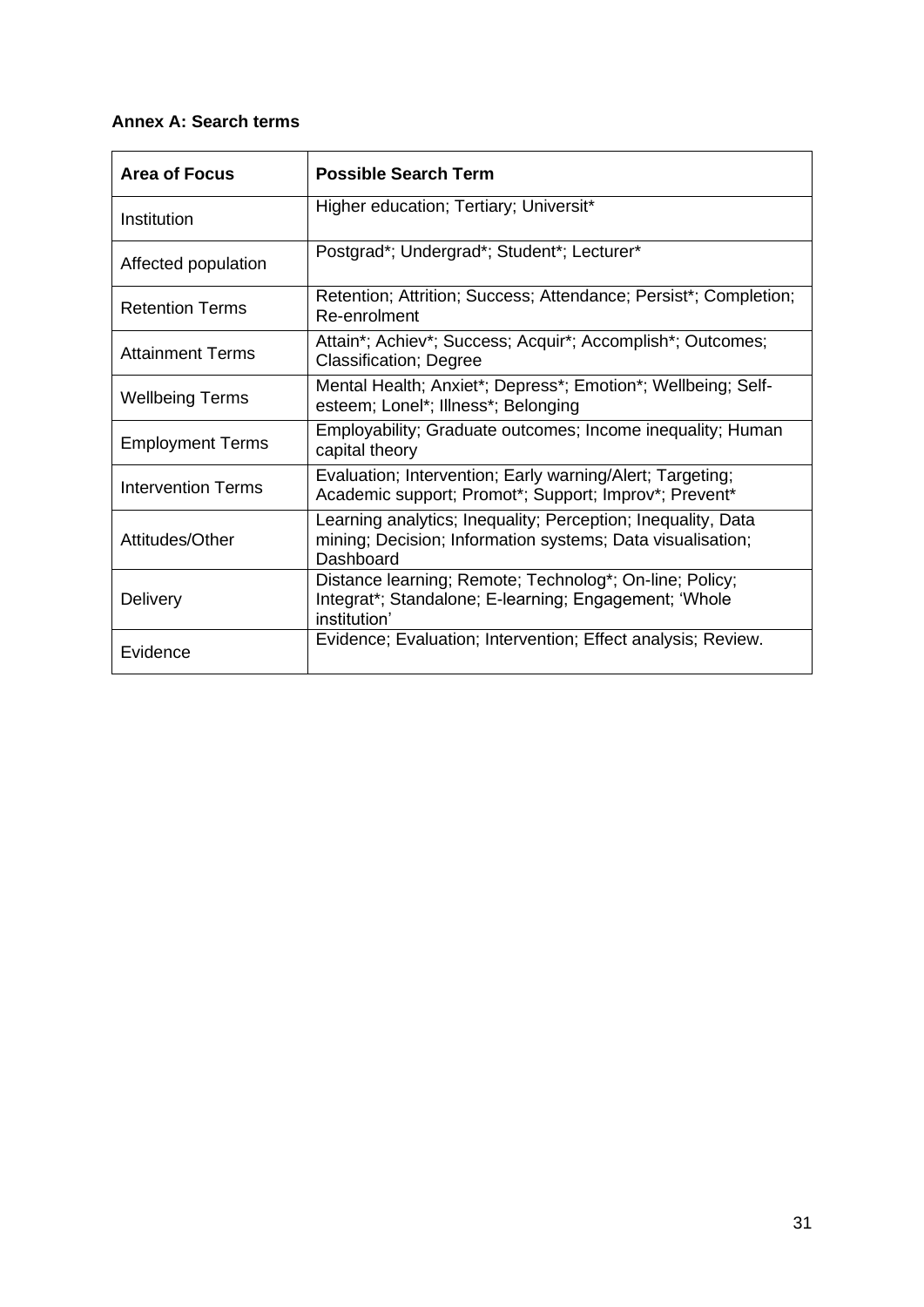**Annex A: Search terms**

| Area of Focus | Possible Search Term |
|---|---|
| Institution | Higher education; Tertiary; Universit* |
| Affected population | Postgrad*; Undergrad*; Student*; Lecturer* |
| Retention Terms | Retention; Attrition; Success; Attendance; Persist*; Completion; Re-enrolment |
| Attainment Terms | Attain*; Achiev*; Success; Acquir*; Accomplish*; Outcomes; Classification; Degree |
| Wellbeing Terms | Mental Health; Anxiet*; Depress*; Emotion*; Wellbeing; Self-esteem; Lonel*; Illness*; Belonging |
| Employment Terms | Employability; Graduate outcomes; Income inequality; Human capital theory |
| Intervention Terms | Evaluation; Intervention; Early warning/Alert; Targeting; Academic support; Promot*; Support; Improv*; Prevent* |
| Attitudes/Other | Learning analytics; Inequality; Perception; Inequality, Data mining; Decision; Information systems; Data visualisation; Dashboard |
| Delivery | Distance learning; Remote; Technolog*; On-line; Policy; Integrat*; Standalone; E-learning; Engagement; 'Whole institution' |
| Evidence | Evidence; Evaluation; Intervention; Effect analysis; Review. |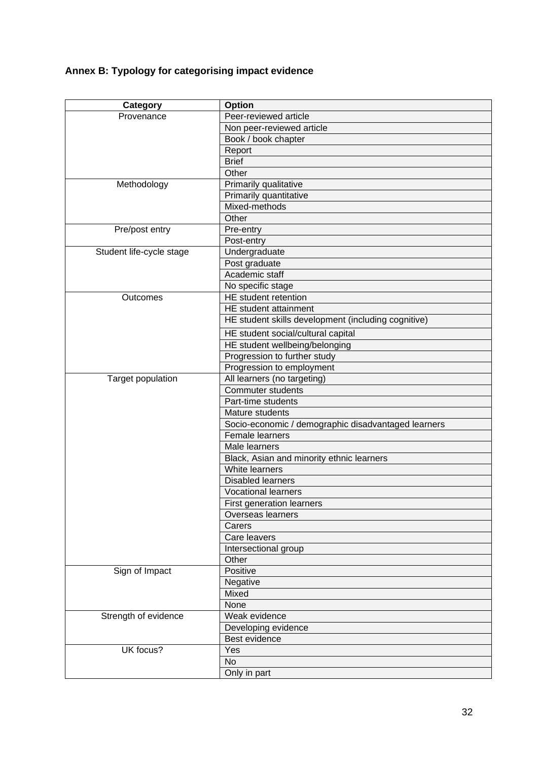## Annex B: Typology for categorising impact evidence

| Category | Option |
|---|---|
| Provenance | Peer-reviewed article |
| | Non peer-reviewed article |
| | Book / book chapter |
| | Report |
| | Brief |
| | Other |
| Methodology | Primarily qualitative |
| | Primarily quantitative |
| | Mixed-methods |
| | Other |
| Pre/post entry | Pre-entry |
| | Post-entry |
| Student life-cycle stage | Undergraduate |
| | Post graduate |
| | Academic staff |
| | No specific stage |
| Outcomes | HE student retention |
| | HE student attainment |
| | HE student skills development (including cognitive) |
| | HE student social/cultural capital |
| | HE student wellbeing/belonging |
| | Progression to further study |
| | Progression to employment |
| Target population | All learners (no targeting) |
| | Commuter students |
| | Part-time students |
| | Mature students |
| | Socio-economic / demographic disadvantaged learners |
| | Female learners |
| | Male learners |
| | Black, Asian and minority ethnic learners |
| | White learners |
| | Disabled learners |
| | Vocational learners |
| | First generation learners |
| | Overseas learners |
| | Carers |
| | Care leavers |
| | Intersectional group |
| | Other |
| Sign of Impact | Positive |
| | Negative |
| | Mixed |
| | None |
| Strength of evidence | Weak evidence |
| | Developing evidence |
| | Best evidence |
| UK focus? | Yes |
| | No |
| | Only in part |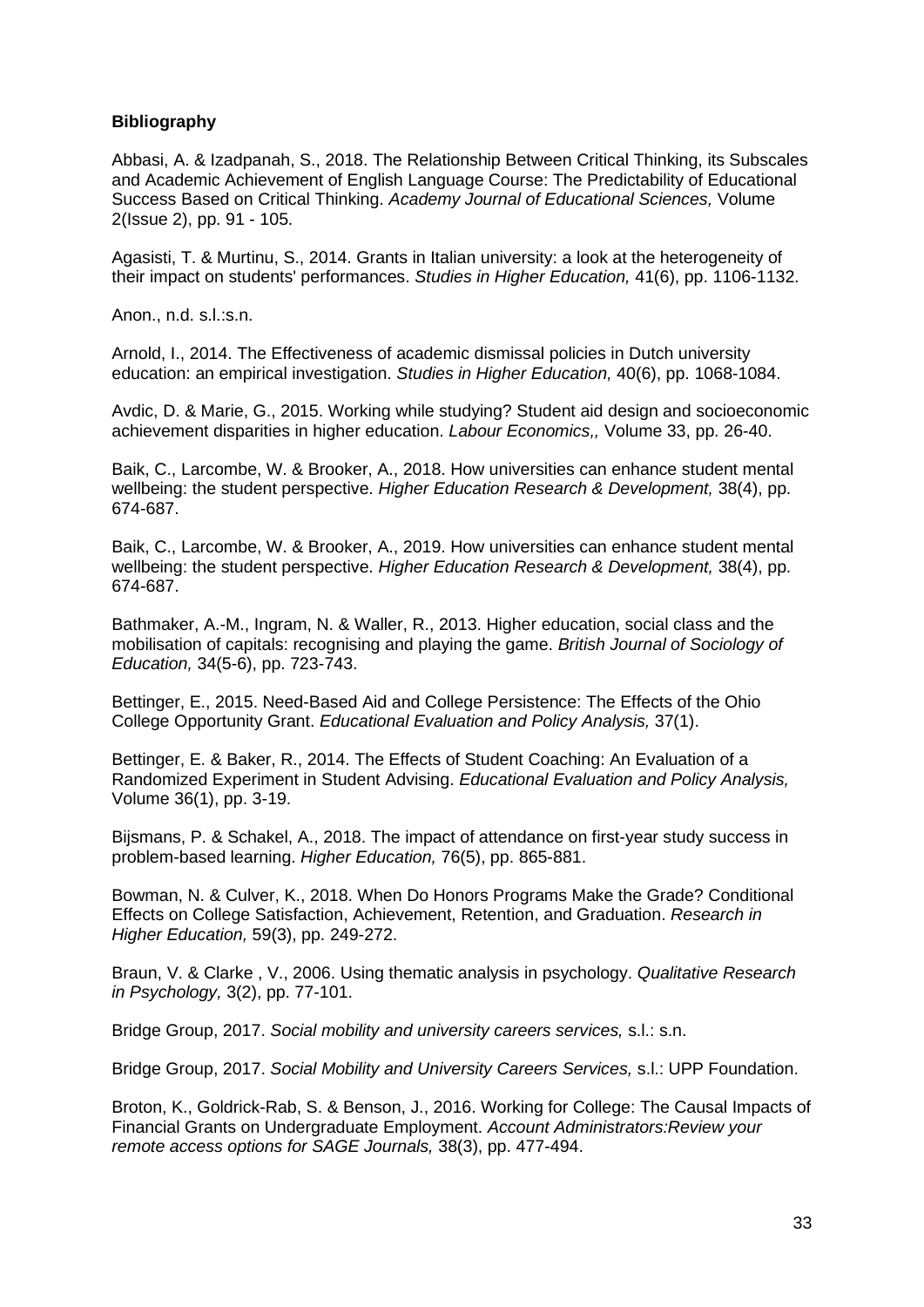**Bibliography**

Abbasi, A. & Izadpanah, S., 2018. The Relationship Between Critical Thinking, its Subscales and Academic Achievement of English Language Course: The Predictability of Educational Success Based on Critical Thinking. *Academy Journal of Educational Sciences,* Volume 2(Issue 2), pp. 91 - 105.

Agasisti, T. & Murtinu, S., 2014. Grants in Italian university: a look at the heterogeneity of their impact on students' performances. *Studies in Higher Education,* 41(6), pp. 1106-1132.

Anon., n.d. s.l.:s.n.

Arnold, I., 2014. The Effectiveness of academic dismissal policies in Dutch university education: an empirical investigation. *Studies in Higher Education,* 40(6), pp. 1068-1084.

Avdic, D. & Marie, G., 2015. Working while studying? Student aid design and socioeconomic achievement disparities in higher education. *Labour Economics,,* Volume 33, pp. 26-40.

Baik, C., Larcombe, W. & Brooker, A., 2018. How universities can enhance student mental wellbeing: the student perspective. *Higher Education Research & Development,* 38(4), pp. 674-687.

Baik, C., Larcombe, W. & Brooker, A., 2019. How universities can enhance student mental wellbeing: the student perspective. *Higher Education Research & Development,* 38(4), pp. 674-687.

Bathmaker, A.-M., Ingram, N. & Waller, R., 2013. Higher education, social class and the mobilisation of capitals: recognising and playing the game. *British Journal of Sociology of Education,* 34(5-6), pp. 723-743.

Bettinger, E., 2015. Need-Based Aid and College Persistence: The Effects of the Ohio College Opportunity Grant. *Educational Evaluation and Policy Analysis,* 37(1).

Bettinger, E. & Baker, R., 2014. The Effects of Student Coaching: An Evaluation of a Randomized Experiment in Student Advising. *Educational Evaluation and Policy Analysis,* Volume 36(1), pp. 3-19.

Bijsmans, P. & Schakel, A., 2018. The impact of attendance on first-year study success in problem-based learning. *Higher Education,* 76(5), pp. 865-881.

Bowman, N. & Culver, K., 2018. When Do Honors Programs Make the Grade? Conditional Effects on College Satisfaction, Achievement, Retention, and Graduation. *Research in Higher Education,* 59(3), pp. 249-272.

Braun, V. & Clarke , V., 2006. Using thematic analysis in psychology. *Qualitative Research in Psychology,* 3(2), pp. 77-101.

Bridge Group, 2017. *Social mobility and university careers services,* s.l.: s.n.

Bridge Group, 2017. *Social Mobility and University Careers Services,* s.l.: UPP Foundation.

Broton, K., Goldrick-Rab, S. & Benson, J., 2016. Working for College: The Causal Impacts of Financial Grants on Undergraduate Employment. *Account Administrators:Review your remote access options for SAGE Journals,* 38(3), pp. 477-494.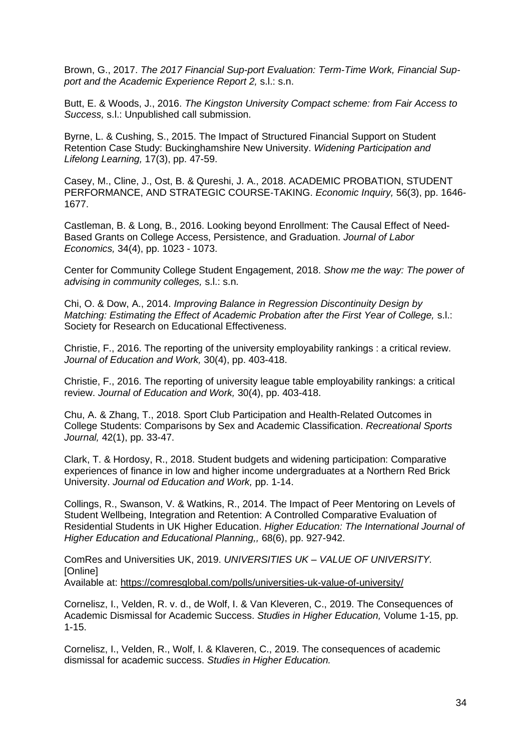Brown, G., 2017. *The 2017 Financial Sup-port Evaluation: Term-Time Work, Financial Sup-port and the Academic Experience Report 2,* s.l.: s.n.

Butt, E. & Woods, J., 2016. *The Kingston University Compact scheme: from Fair Access to Success,* s.l.: Unpublished call submission.

Byrne, L. & Cushing, S., 2015. The Impact of Structured Financial Support on Student Retention Case Study: Buckinghamshire New University. *Widening Participation and Lifelong Learning,* 17(3), pp. 47-59.

Casey, M., Cline, J., Ost, B. & Qureshi, J. A., 2018. ACADEMIC PROBATION, STUDENT PERFORMANCE, AND STRATEGIC COURSE-TAKING. *Economic Inquiry,* 56(3), pp. 1646-1677.

Castleman, B. & Long, B., 2016. Looking beyond Enrollment: The Causal Effect of Need-Based Grants on College Access, Persistence, and Graduation. *Journal of Labor Economics,* 34(4), pp. 1023 - 1073.

Center for Community College Student Engagement, 2018. *Show me the way: The power of advising in community colleges,* s.l.: s.n.

Chi, O. & Dow, A., 2014. *Improving Balance in Regression Discontinuity Design by Matching: Estimating the Effect of Academic Probation after the First Year of College,* s.l.: Society for Research on Educational Effectiveness.

Christie, F., 2016. The reporting of the university employability rankings : a critical review. *Journal of Education and Work,* 30(4), pp. 403-418.

Christie, F., 2016. The reporting of university league table employability rankings: a critical review. *Journal of Education and Work,* 30(4), pp. 403-418.

Chu, A. & Zhang, T., 2018. Sport Club Participation and Health-Related Outcomes in College Students: Comparisons by Sex and Academic Classification. *Recreational Sports Journal,* 42(1), pp. 33-47.

Clark, T. & Hordosy, R., 2018. Student budgets and widening participation: Comparative experiences of finance in low and higher income undergraduates at a Northern Red Brick University. *Journal od Education and Work,* pp. 1-14.

Collings, R., Swanson, V. & Watkins, R., 2014. The Impact of Peer Mentoring on Levels of Student Wellbeing, Integration and Retention: A Controlled Comparative Evaluation of Residential Students in UK Higher Education. *Higher Education: The International Journal of Higher Education and Educational Planning,,* 68(6), pp. 927-942.

ComRes and Universities UK, 2019. *UNIVERSITIES UK – VALUE OF UNIVERSITY.* [Online]
Available at: https://comresglobal.com/polls/universities-uk-value-of-university/

Cornelisz, I., Velden, R. v. d., de Wolf, I. & Van Kleveren, C., 2019. The Consequences of Academic Dismissal for Academic Success. *Studies in Higher Education,* Volume 1-15, pp. 1-15.

Cornelisz, I., Velden, R., Wolf, I. & Klaveren, C., 2019. The consequences of academic dismissal for academic success. *Studies in Higher Education.*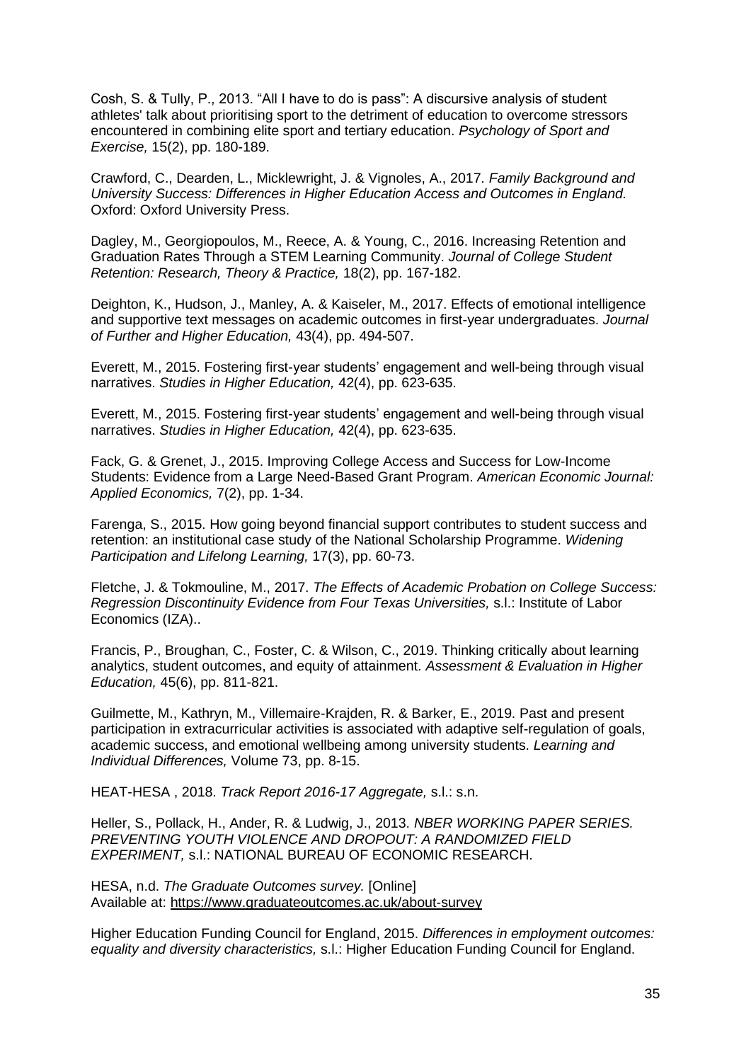Cosh, S. & Tully, P., 2013. "All I have to do is pass": A discursive analysis of student athletes' talk about prioritising sport to the detriment of education to overcome stressors encountered in combining elite sport and tertiary education. *Psychology of Sport and Exercise,* 15(2), pp. 180-189.

Crawford, C., Dearden, L., Micklewright, J. & Vignoles, A., 2017. *Family Background and University Success: Differences in Higher Education Access and Outcomes in England.* Oxford: Oxford University Press.

Dagley, M., Georgiopoulos, M., Reece, A. & Young, C., 2016. Increasing Retention and Graduation Rates Through a STEM Learning Community. *Journal of College Student Retention: Research, Theory & Practice,* 18(2), pp. 167-182.

Deighton, K., Hudson, J., Manley, A. & Kaiseler, M., 2017. Effects of emotional intelligence and supportive text messages on academic outcomes in first-year undergraduates. *Journal of Further and Higher Education,* 43(4), pp. 494-507.

Everett, M., 2015. Fostering first-year students' engagement and well-being through visual narratives. *Studies in Higher Education,* 42(4), pp. 623-635.

Everett, M., 2015. Fostering first-year students' engagement and well-being through visual narratives. *Studies in Higher Education,* 42(4), pp. 623-635.

Fack, G. & Grenet, J., 2015. Improving College Access and Success for Low-Income Students: Evidence from a Large Need-Based Grant Program. *American Economic Journal: Applied Economics,* 7(2), pp. 1-34.

Farenga, S., 2015. How going beyond financial support contributes to student success and retention: an institutional case study of the National Scholarship Programme. *Widening Participation and Lifelong Learning,* 17(3), pp. 60-73.

Fletche, J. & Tokmouline, M., 2017. *The Effects of Academic Probation on College Success: Regression Discontinuity Evidence from Four Texas Universities,* s.l.: Institute of Labor Economics (IZA)..

Francis, P., Broughan, C., Foster, C. & Wilson, C., 2019. Thinking critically about learning analytics, student outcomes, and equity of attainment. *Assessment & Evaluation in Higher Education,* 45(6), pp. 811-821.

Guilmette, M., Kathryn, M., Villemaire-Krajden, R. & Barker, E., 2019. Past and present participation in extracurricular activities is associated with adaptive self-regulation of goals, academic success, and emotional wellbeing among university students. *Learning and Individual Differences,* Volume 73, pp. 8-15.

HEAT-HESA , 2018. *Track Report 2016-17 Aggregate,* s.l.: s.n.

Heller, S., Pollack, H., Ander, R. & Ludwig, J., 2013. *NBER WORKING PAPER SERIES. PREVENTING YOUTH VIOLENCE AND DROPOUT: A RANDOMIZED FIELD EXPERIMENT,* s.l.: NATIONAL BUREAU OF ECONOMIC RESEARCH.

HESA, n.d. *The Graduate Outcomes survey.* [Online]
Available at: https://www.graduateoutcomes.ac.uk/about-survey

Higher Education Funding Council for England, 2015. *Differences in employment outcomes: equality and diversity characteristics,* s.l.: Higher Education Funding Council for England.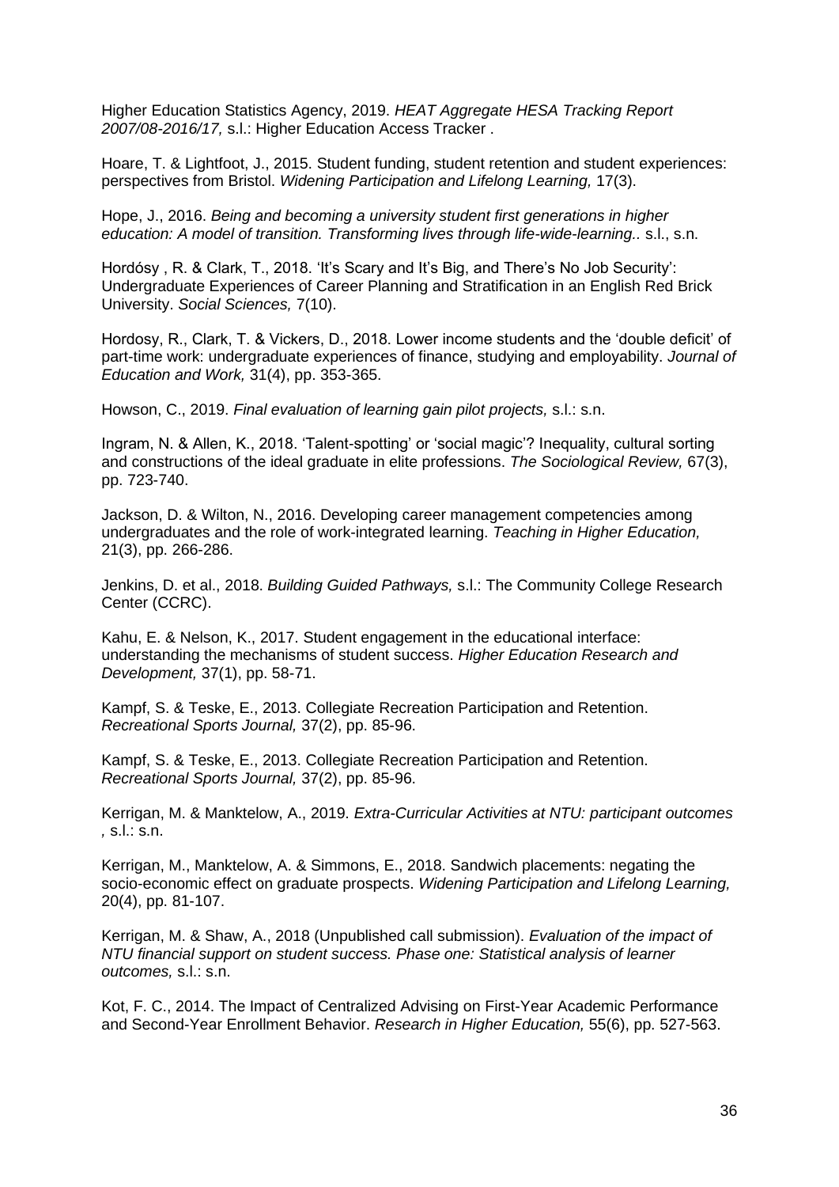Higher Education Statistics Agency, 2019. *HEAT Aggregate HESA Tracking Report 2007/08-2016/17,* s.l.: Higher Education Access Tracker .

Hoare, T. & Lightfoot, J., 2015. Student funding, student retention and student experiences: perspectives from Bristol. *Widening Participation and Lifelong Learning,* 17(3).

Hope, J., 2016. *Being and becoming a university student first generations in higher education: A model of transition. Transforming lives through life-wide-learning..* s.l., s.n.

Hordósy , R. & Clark, T., 2018. 'It's Scary and It's Big, and There's No Job Security': Undergraduate Experiences of Career Planning and Stratification in an English Red Brick University. *Social Sciences,* 7(10).

Hordosy, R., Clark, T. & Vickers, D., 2018. Lower income students and the 'double deficit' of part-time work: undergraduate experiences of finance, studying and employability. *Journal of Education and Work,* 31(4), pp. 353-365.

Howson, C., 2019. *Final evaluation of learning gain pilot projects,* s.l.: s.n.

Ingram, N. & Allen, K., 2018. 'Talent-spotting' or 'social magic'? Inequality, cultural sorting and constructions of the ideal graduate in elite professions. *The Sociological Review,* 67(3), pp. 723-740.

Jackson, D. & Wilton, N., 2016. Developing career management competencies among undergraduates and the role of work-integrated learning. *Teaching in Higher Education,* 21(3), pp. 266-286.

Jenkins, D. et al., 2018. *Building Guided Pathways,* s.l.: The Community College Research Center (CCRC).

Kahu, E. & Nelson, K., 2017. Student engagement in the educational interface: understanding the mechanisms of student success. *Higher Education Research and Development,* 37(1), pp. 58-71.

Kampf, S. & Teske, E., 2013. Collegiate Recreation Participation and Retention. *Recreational Sports Journal,* 37(2), pp. 85-96.

Kampf, S. & Teske, E., 2013. Collegiate Recreation Participation and Retention. *Recreational Sports Journal,* 37(2), pp. 85-96.

Kerrigan, M. & Manktelow, A., 2019. *Extra-Curricular Activities at NTU: participant outcomes ,* s.l.: s.n.

Kerrigan, M., Manktelow, A. & Simmons, E., 2018. Sandwich placements: negating the socio-economic effect on graduate prospects. *Widening Participation and Lifelong Learning,* 20(4), pp. 81-107.

Kerrigan, M. & Shaw, A., 2018 (Unpublished call submission). *Evaluation of the impact of NTU financial support on student success. Phase one: Statistical analysis of learner outcomes,* s.l.: s.n.

Kot, F. C., 2014. The Impact of Centralized Advising on First-Year Academic Performance and Second-Year Enrollment Behavior. *Research in Higher Education,* 55(6), pp. 527-563.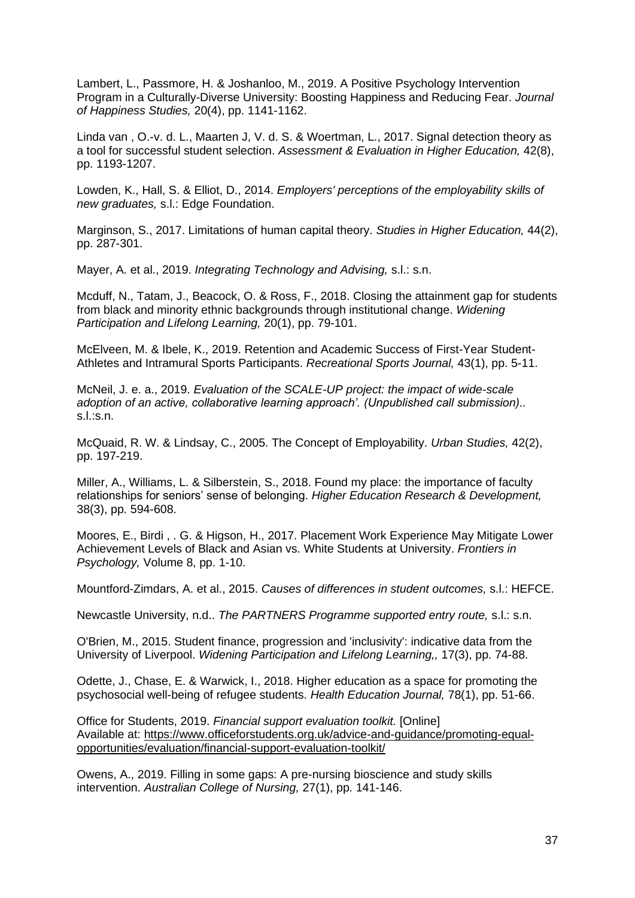Lambert, L., Passmore, H. & Joshanloo, M., 2019. A Positive Psychology Intervention Program in a Culturally-Diverse University: Boosting Happiness and Reducing Fear. *Journal of Happiness Studies,* 20(4), pp. 1141-1162.

Linda van , O.-v. d. L., Maarten J, V. d. S. & Woertman, L., 2017. Signal detection theory as a tool for successful student selection. *Assessment & Evaluation in Higher Education,* 42(8), pp. 1193-1207.

Lowden, K., Hall, S. & Elliot, D., 2014. *Employers' perceptions of the employability skills of new graduates,* s.l.: Edge Foundation.

Marginson, S., 2017. Limitations of human capital theory. *Studies in Higher Education,* 44(2), pp. 287-301.

Mayer, A. et al., 2019. *Integrating Technology and Advising,* s.l.: s.n.

Mcduff, N., Tatam, J., Beacock, O. & Ross, F., 2018. Closing the attainment gap for students from black and minority ethnic backgrounds through institutional change. *Widening Participation and Lifelong Learning,* 20(1), pp. 79-101.

McElveen, M. & Ibele, K., 2019. Retention and Academic Success of First-Year Student-Athletes and Intramural Sports Participants. *Recreational Sports Journal,* 43(1), pp. 5-11.

McNeil, J. e. a., 2019. *Evaluation of the SCALE-UP project: the impact of wide-scale adoption of an active, collaborative learning approach'. (Unpublished call submission)..* s.l.:s.n.

McQuaid, R. W. & Lindsay, C., 2005. The Concept of Employability. *Urban Studies,* 42(2), pp. 197-219.

Miller, A., Williams, L. & Silberstein, S., 2018. Found my place: the importance of faculty relationships for seniors' sense of belonging. *Higher Education Research & Development,* 38(3), pp. 594-608.

Moores, E., Birdi , . G. & Higson, H., 2017. Placement Work Experience May Mitigate Lower Achievement Levels of Black and Asian vs. White Students at University. *Frontiers in Psychology,* Volume 8, pp. 1-10.

Mountford-Zimdars, A. et al., 2015. *Causes of differences in student outcomes,* s.l.: HEFCE.

Newcastle University, n.d.. *The PARTNERS Programme supported entry route,* s.l.: s.n.

O'Brien, M., 2015. Student finance, progression and 'inclusivity': indicative data from the University of Liverpool. *Widening Participation and Lifelong Learning,,* 17(3), pp. 74-88.

Odette, J., Chase, E. & Warwick, I., 2018. Higher education as a space for promoting the psychosocial well-being of refugee students. *Health Education Journal,* 78(1), pp. 51-66.

Office for Students, 2019. *Financial support evaluation toolkit.* [Online]
Available at: https://www.officeforstudents.org.uk/advice-and-guidance/promoting-equal-opportunities/evaluation/financial-support-evaluation-toolkit/

Owens, A., 2019. Filling in some gaps: A pre-nursing bioscience and study skills intervention. *Australian College of Nursing,* 27(1), pp. 141-146.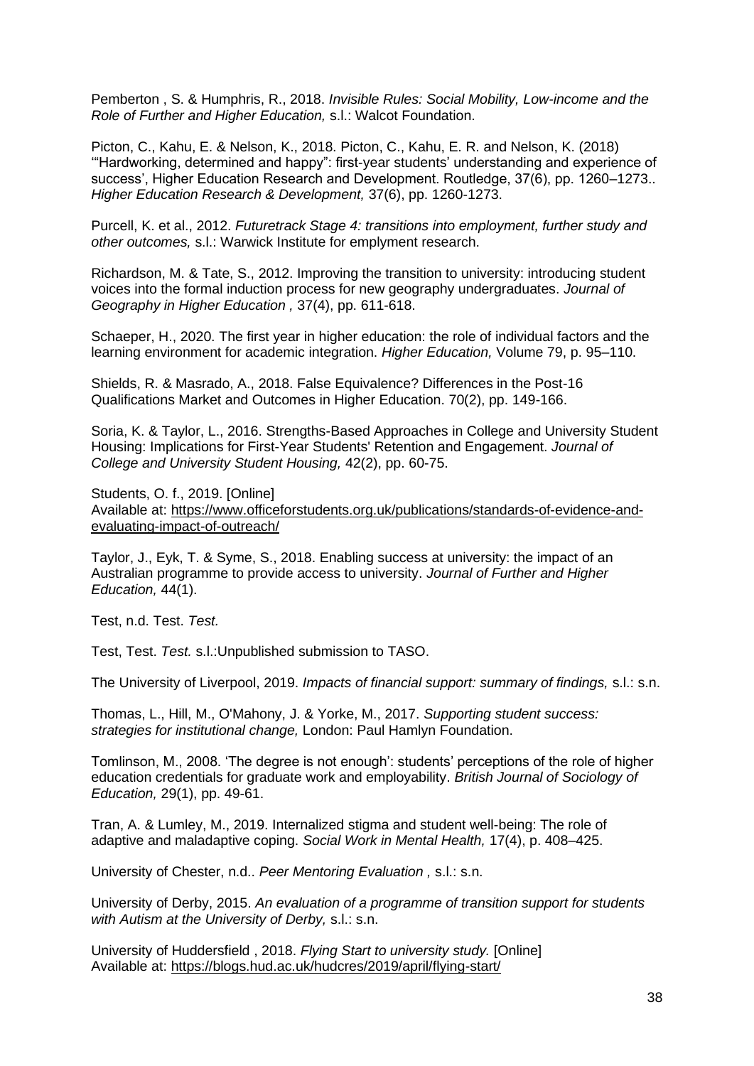Pemberton , S. & Humphris, R., 2018. *Invisible Rules: Social Mobility, Low-income and the Role of Further and Higher Education,* s.l.: Walcot Foundation.

Picton, C., Kahu, E. & Nelson, K., 2018. Picton, C., Kahu, E. R. and Nelson, K. (2018) '"Hardworking, determined and happy": first-year students' understanding and experience of success', Higher Education Research and Development. Routledge, 37(6), pp. 1260–1273.. *Higher Education Research & Development,* 37(6), pp. 1260-1273.

Purcell, K. et al., 2012. *Futuretrack Stage 4: transitions into employment, further study and other outcomes,* s.l.: Warwick Institute for emplyment research.

Richardson, M. & Tate, S., 2012. Improving the transition to university: introducing student voices into the formal induction process for new geography undergraduates. *Journal of Geography in Higher Education ,* 37(4), pp. 611-618.

Schaeper, H., 2020. The first year in higher education: the role of individual factors and the learning environment for academic integration. *Higher Education,* Volume 79, p. 95–110.

Shields, R. & Masrado, A., 2018. False Equivalence? Differences in the Post-16 Qualifications Market and Outcomes in Higher Education. 70(2), pp. 149-166.

Soria, K. & Taylor, L., 2016. Strengths-Based Approaches in College and University Student Housing: Implications for First-Year Students' Retention and Engagement. *Journal of College and University Student Housing,* 42(2), pp. 60-75.

Students, O. f., 2019. [Online]
Available at: https://www.officeforstudents.org.uk/publications/standards-of-evidence-and-evaluating-impact-of-outreach/

Taylor, J., Eyk, T. & Syme, S., 2018. Enabling success at university: the impact of an Australian programme to provide access to university. *Journal of Further and Higher Education,* 44(1).

Test, n.d. Test. *Test.*

Test, Test. *Test.* s.l.:Unpublished submission to TASO.

The University of Liverpool, 2019. *Impacts of financial support: summary of findings,* s.l.: s.n.

Thomas, L., Hill, M., O'Mahony, J. & Yorke, M., 2017. *Supporting student success: strategies for institutional change,* London: Paul Hamlyn Foundation.

Tomlinson, M., 2008. 'The degree is not enough': students' perceptions of the role of higher education credentials for graduate work and employability. *British Journal of Sociology of Education,* 29(1), pp. 49-61.

Tran, A. & Lumley, M., 2019. Internalized stigma and student well-being: The role of adaptive and maladaptive coping. *Social Work in Mental Health,* 17(4), p. 408–425.

University of Chester, n.d.. *Peer Mentoring Evaluation ,* s.l.: s.n.

University of Derby, 2015. *An evaluation of a programme of transition support for students with Autism at the University of Derby,* s.l.: s.n.

University of Huddersfield , 2018. *Flying Start to university study.* [Online]
Available at: https://blogs.hud.ac.uk/hudcres/2019/april/flying-start/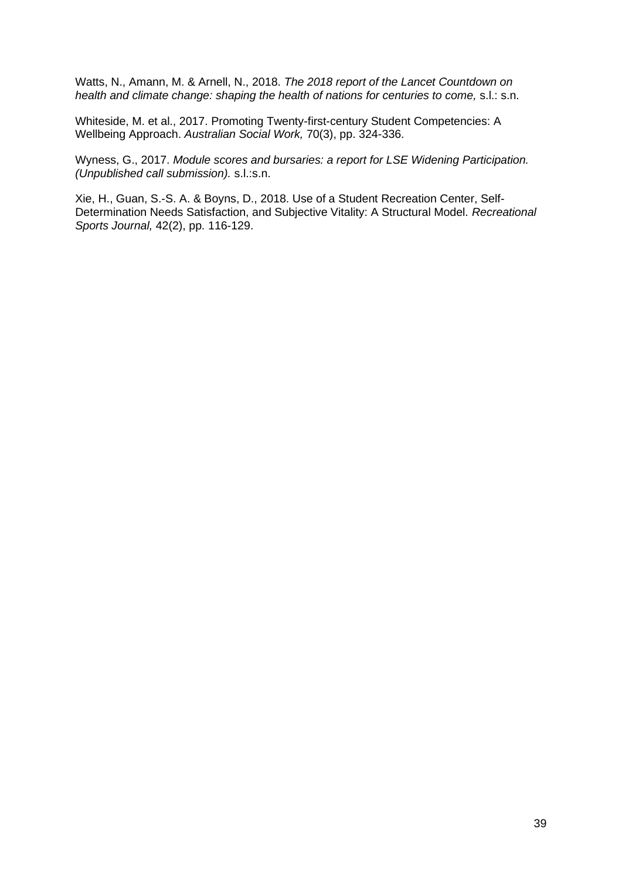Watts, N., Amann, M. & Arnell, N., 2018. *The 2018 report of the Lancet Countdown on health and climate change: shaping the health of nations for centuries to come,* s.l.: s.n.

Whiteside, M. et al., 2017. Promoting Twenty-first-century Student Competencies: A Wellbeing Approach. *Australian Social Work,* 70(3), pp. 324-336.

Wyness, G., 2017. *Module scores and bursaries: a report for LSE Widening Participation. (Unpublished call submission).* s.l.:s.n.

Xie, H., Guan, S.-S. A. & Boyns, D., 2018. Use of a Student Recreation Center, Self-Determination Needs Satisfaction, and Subjective Vitality: A Structural Model. *Recreational Sports Journal,* 42(2), pp. 116-129.